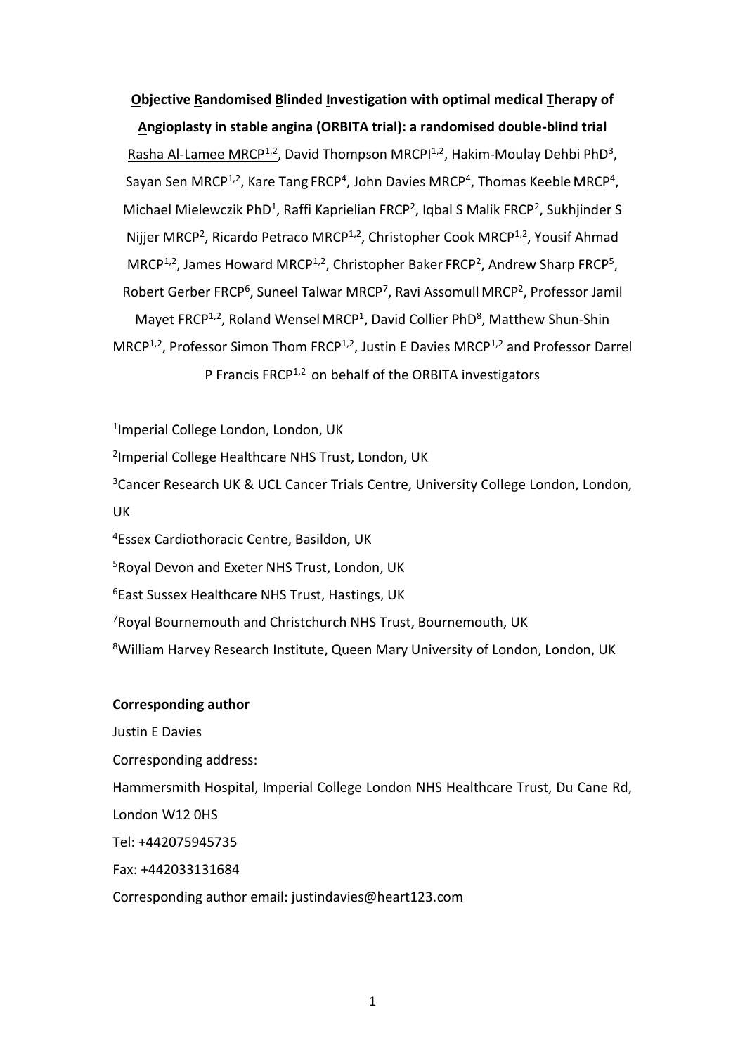**Objective Randomised Blinded Investigation with optimal medical Therapy of Angioplasty in stable angina (ORBITA trial): a randomised double-blind trial**

Rasha Al-Lamee MRCP[1,2], David Thompson MRCPI[1,2], Hakim-Moulay Dehbi PhD[3], Sayan Sen MRCP[1,2], Kare Tang FRCP[4], John Davies MRCP[4], Thomas Keeble MRCP[4], Michael Mielewczik PhD[1], Raffi Kaprielian FRCP[2], Iqbal S Malik FRCP[2], Sukhjinder S Nijjer MRCP[2], Ricardo Petraco MRCP[1,2], Christopher Cook MRCP[1,2], Yousif Ahmad MRCP[1,2], James Howard MRCP[1,2], Christopher Baker FRCP[2], Andrew Sharp FRCP[5], Robert Gerber FRCP[6], Suneel Talwar MRCP[7], Ravi Assomull MRCP[2], Professor Jamil Mayet FRCP[1,2], Roland Wensel MRCP[1], David Collier PhD[8], Matthew Shun-Shin MRCP[1,2], Professor Simon Thom FRCP[1,2], Justin E Davies MRCP[1,2] and Professor Darrel P Francis FRCP[1,2] on behalf of the ORBITA investigators

[1]Imperial College London, London, UK

[2]Imperial College Healthcare NHS Trust, London, UK

[3]Cancer Research UK & UCL Cancer Trials Centre, University College London, London, UK

[4]Essex Cardiothoracic Centre, Basildon, UK

[5]Royal Devon and Exeter NHS Trust, London, UK

[6]East Sussex Healthcare NHS Trust, Hastings, UK

[7]Royal Bournemouth and Christchurch NHS Trust, Bournemouth, UK

[8]William Harvey Research Institute, Queen Mary University of London, London, UK

**Corresponding author**

Justin E Davies

Corresponding address:

Hammersmith Hospital, Imperial College London NHS Healthcare Trust, Du Cane Rd, London W12 0HS

Tel: +442075945735

Fax: +442033131684

Corresponding author email: justindavies@heart123.com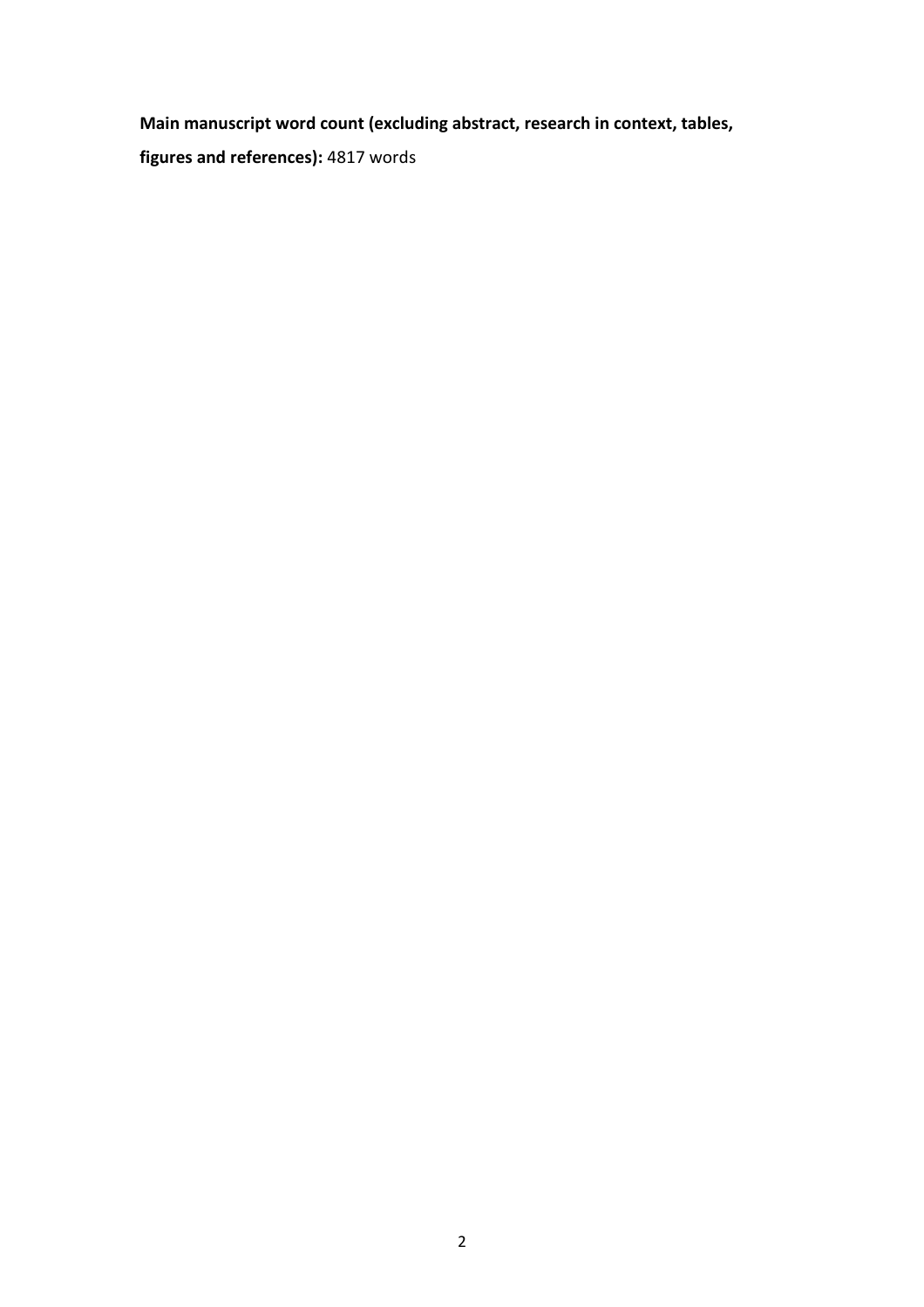**Main manuscript word count (excluding abstract, research in context, tables, figures and references):** 4817 words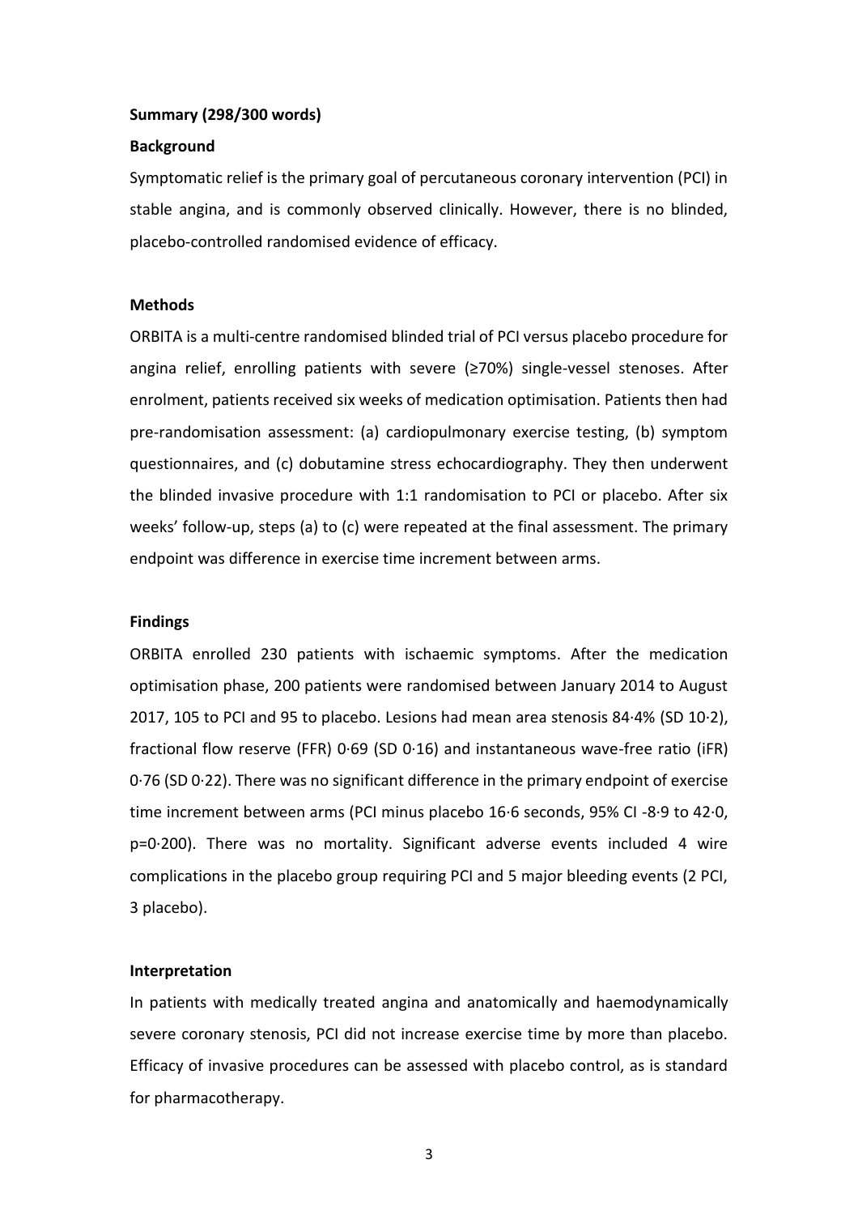**Summary (298/300 words)**

**Background**

Symptomatic relief is the primary goal of percutaneous coronary intervention (PCI) in stable angina, and is commonly observed clinically. However, there is no blinded, placebo-controlled randomised evidence of efficacy.

**Methods**

ORBITA is a multi-centre randomised blinded trial of PCI versus placebo procedure for angina relief, enrolling patients with severe (≥70%) single-vessel stenoses. After enrolment, patients received six weeks of medication optimisation. Patients then had pre-randomisation assessment: (a) cardiopulmonary exercise testing, (b) symptom questionnaires, and (c) dobutamine stress echocardiography. They then underwent the blinded invasive procedure with 1:1 randomisation to PCI or placebo. After six weeks' follow-up, steps (a) to (c) were repeated at the final assessment. The primary endpoint was difference in exercise time increment between arms.

**Findings**

ORBITA enrolled 230 patients with ischaemic symptoms. After the medication optimisation phase, 200 patients were randomised between January 2014 to August 2017, 105 to PCI and 95 to placebo. Lesions had mean area stenosis 84·4% (SD 10·2), fractional flow reserve (FFR) 0·69 (SD 0·16) and instantaneous wave-free ratio (iFR) 0·76 (SD 0·22). There was no significant difference in the primary endpoint of exercise time increment between arms (PCI minus placebo 16·6 seconds, 95% CI -8·9 to 42·0, p=0·200). There was no mortality. Significant adverse events included 4 wire complications in the placebo group requiring PCI and 5 major bleeding events (2 PCI, 3 placebo).

**Interpretation**

In patients with medically treated angina and anatomically and haemodynamically severe coronary stenosis, PCI did not increase exercise time by more than placebo. Efficacy of invasive procedures can be assessed with placebo control, as is standard for pharmacotherapy.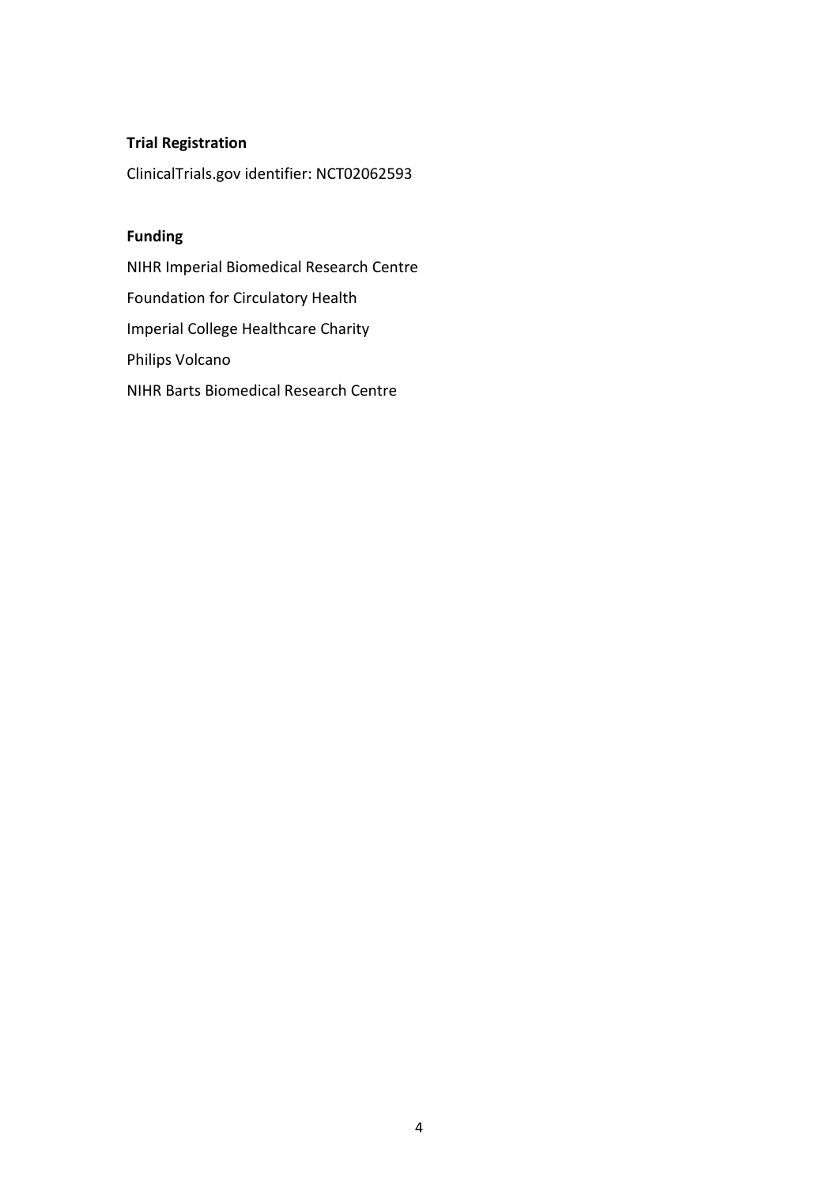**Trial Registration**

ClinicalTrials.gov identifier: NCT02062593

**Funding**

NIHR Imperial Biomedical Research Centre

Foundation for Circulatory Health

Imperial College Healthcare Charity

Philips Volcano

NIHR Barts Biomedical Research Centre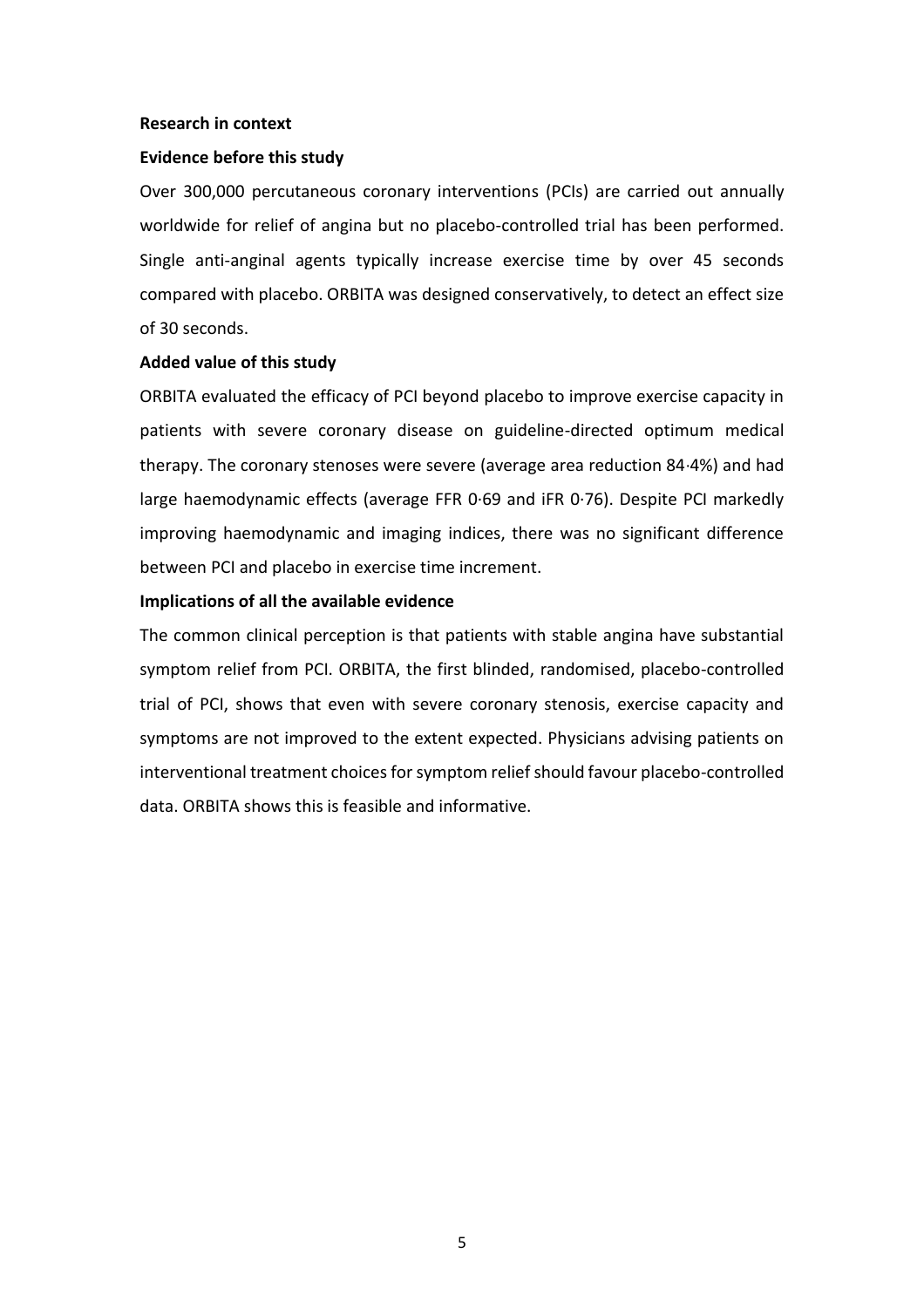**Research in context**

**Evidence before this study**

Over 300,000 percutaneous coronary interventions (PCIs) are carried out annually worldwide for relief of angina but no placebo-controlled trial has been performed. Single anti-anginal agents typically increase exercise time by over 45 seconds compared with placebo. ORBITA was designed conservatively, to detect an effect size of 30 seconds.

**Added value of this study**

ORBITA evaluated the efficacy of PCI beyond placebo to improve exercise capacity in patients with severe coronary disease on guideline-directed optimum medical therapy. The coronary stenoses were severe (average area reduction 84·4%) and had large haemodynamic effects (average FFR 0·69 and iFR 0·76). Despite PCI markedly improving haemodynamic and imaging indices, there was no significant difference between PCI and placebo in exercise time increment.

**Implications of all the available evidence**

The common clinical perception is that patients with stable angina have substantial symptom relief from PCI. ORBITA, the first blinded, randomised, placebo-controlled trial of PCI, shows that even with severe coronary stenosis, exercise capacity and symptoms are not improved to the extent expected. Physicians advising patients on interventional treatment choices for symptom relief should favour placebo-controlled data. ORBITA shows this is feasible and informative.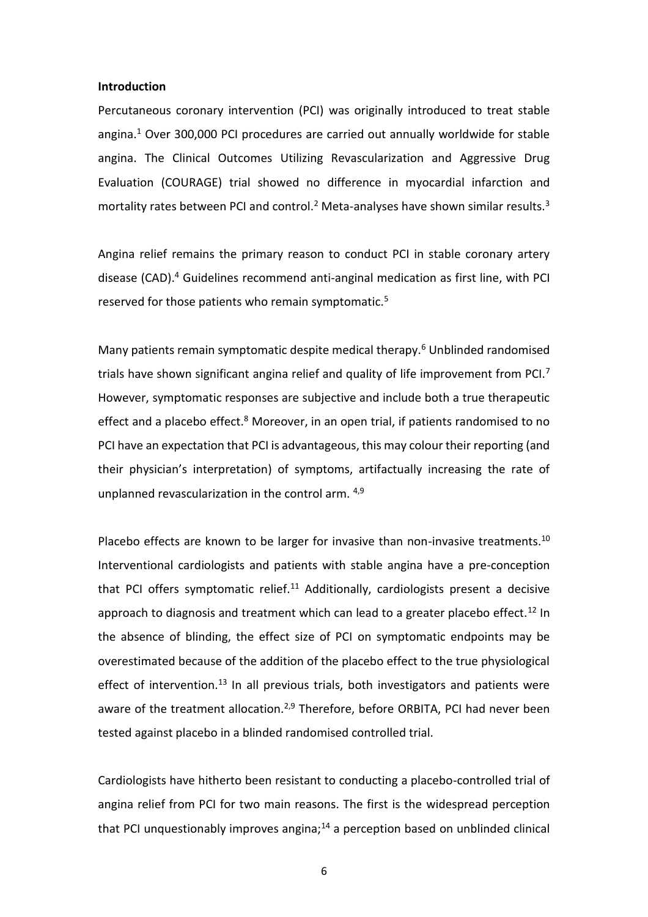**Introduction**

Percutaneous coronary intervention (PCI) was originally introduced to treat stable angina.[1] Over 300,000 PCI procedures are carried out annually worldwide for stable angina. The Clinical Outcomes Utilizing Revascularization and Aggressive Drug Evaluation (COURAGE) trial showed no difference in myocardial infarction and mortality rates between PCI and control.[2] Meta-analyses have shown similar results.[3]

Angina relief remains the primary reason to conduct PCI in stable coronary artery disease (CAD).[4] Guidelines recommend anti-anginal medication as first line, with PCI reserved for those patients who remain symptomatic.[5]

Many patients remain symptomatic despite medical therapy.[6] Unblinded randomised trials have shown significant angina relief and quality of life improvement from PCI.[7] However, symptomatic responses are subjective and include both a true therapeutic effect and a placebo effect.[8] Moreover, in an open trial, if patients randomised to no PCI have an expectation that PCI is advantageous, this may colour their reporting (and their physician's interpretation) of symptoms, artifactually increasing the rate of unplanned revascularization in the control arm. [4,9]

Placebo effects are known to be larger for invasive than non-invasive treatments.[10] Interventional cardiologists and patients with stable angina have a pre-conception that PCI offers symptomatic relief.[11] Additionally, cardiologists present a decisive approach to diagnosis and treatment which can lead to a greater placebo effect.[12] In the absence of blinding, the effect size of PCI on symptomatic endpoints may be overestimated because of the addition of the placebo effect to the true physiological effect of intervention.[13] In all previous trials, both investigators and patients were aware of the treatment allocation.[2,9] Therefore, before ORBITA, PCI had never been tested against placebo in a blinded randomised controlled trial.

Cardiologists have hitherto been resistant to conducting a placebo-controlled trial of angina relief from PCI for two main reasons. The first is the widespread perception that PCI unquestionably improves angina;[14] a perception based on unblinded clinical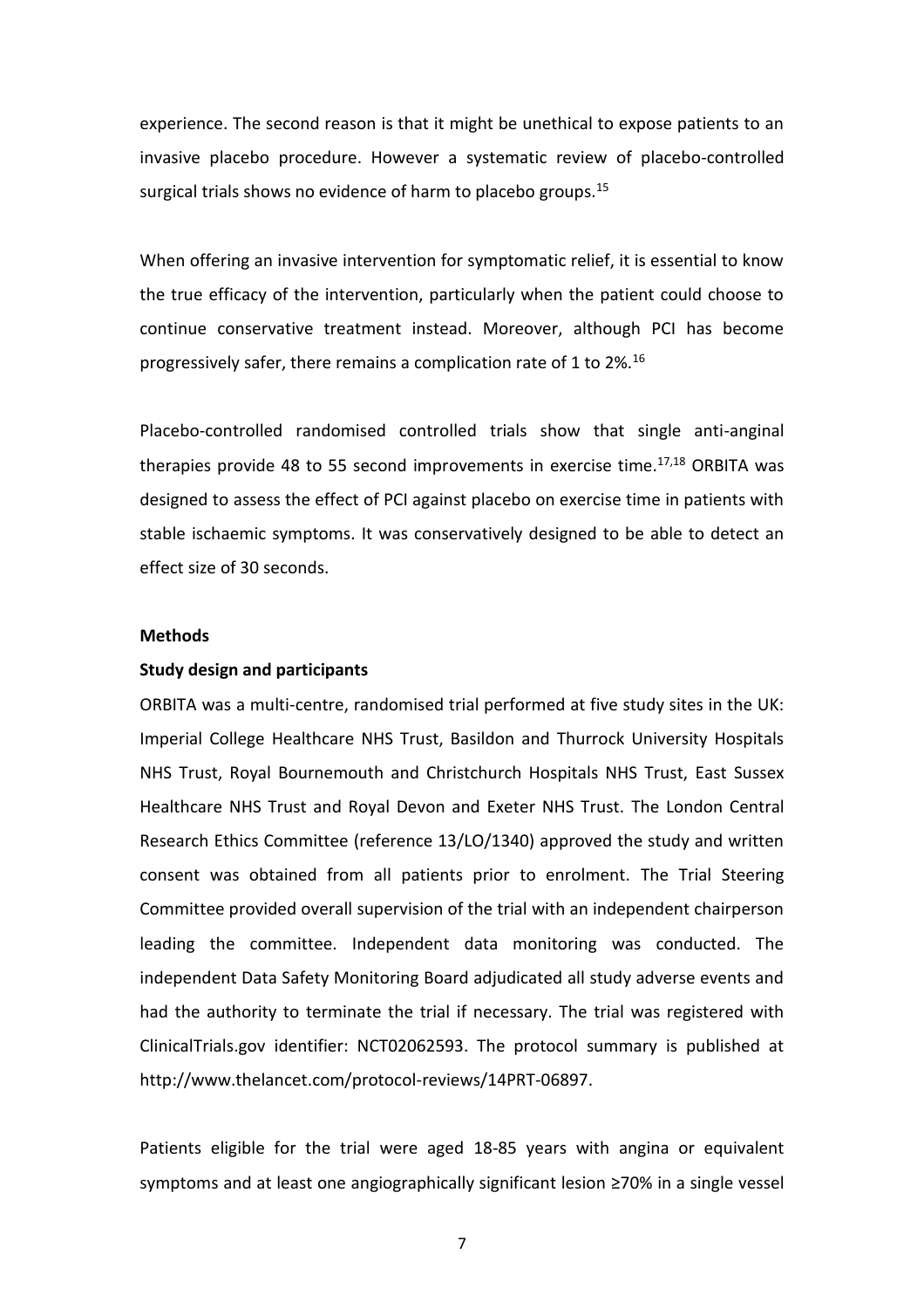experience. The second reason is that it might be unethical to expose patients to an invasive placebo procedure. However a systematic review of placebo-controlled surgical trials shows no evidence of harm to placebo groups.[15]

When offering an invasive intervention for symptomatic relief, it is essential to know the true efficacy of the intervention, particularly when the patient could choose to continue conservative treatment instead. Moreover, although PCI has become progressively safer, there remains a complication rate of 1 to 2%.[16]

Placebo-controlled randomised controlled trials show that single anti-anginal therapies provide 48 to 55 second improvements in exercise time.[17,18] ORBITA was designed to assess the effect of PCI against placebo on exercise time in patients with stable ischaemic symptoms. It was conservatively designed to be able to detect an effect size of 30 seconds.

## Methods

### Study design and participants

ORBITA was a multi-centre, randomised trial performed at five study sites in the UK: Imperial College Healthcare NHS Trust, Basildon and Thurrock University Hospitals NHS Trust, Royal Bournemouth and Christchurch Hospitals NHS Trust, East Sussex Healthcare NHS Trust and Royal Devon and Exeter NHS Trust. The London Central Research Ethics Committee (reference 13/LO/1340) approved the study and written consent was obtained from all patients prior to enrolment. The Trial Steering Committee provided overall supervision of the trial with an independent chairperson leading the committee. Independent data monitoring was conducted. The independent Data Safety Monitoring Board adjudicated all study adverse events and had the authority to terminate the trial if necessary. The trial was registered with ClinicalTrials.gov identifier: NCT02062593. The protocol summary is published at http://www.thelancet.com/protocol-reviews/14PRT-06897.

Patients eligible for the trial were aged 18-85 years with angina or equivalent symptoms and at least one angiographically significant lesion ≥70% in a single vessel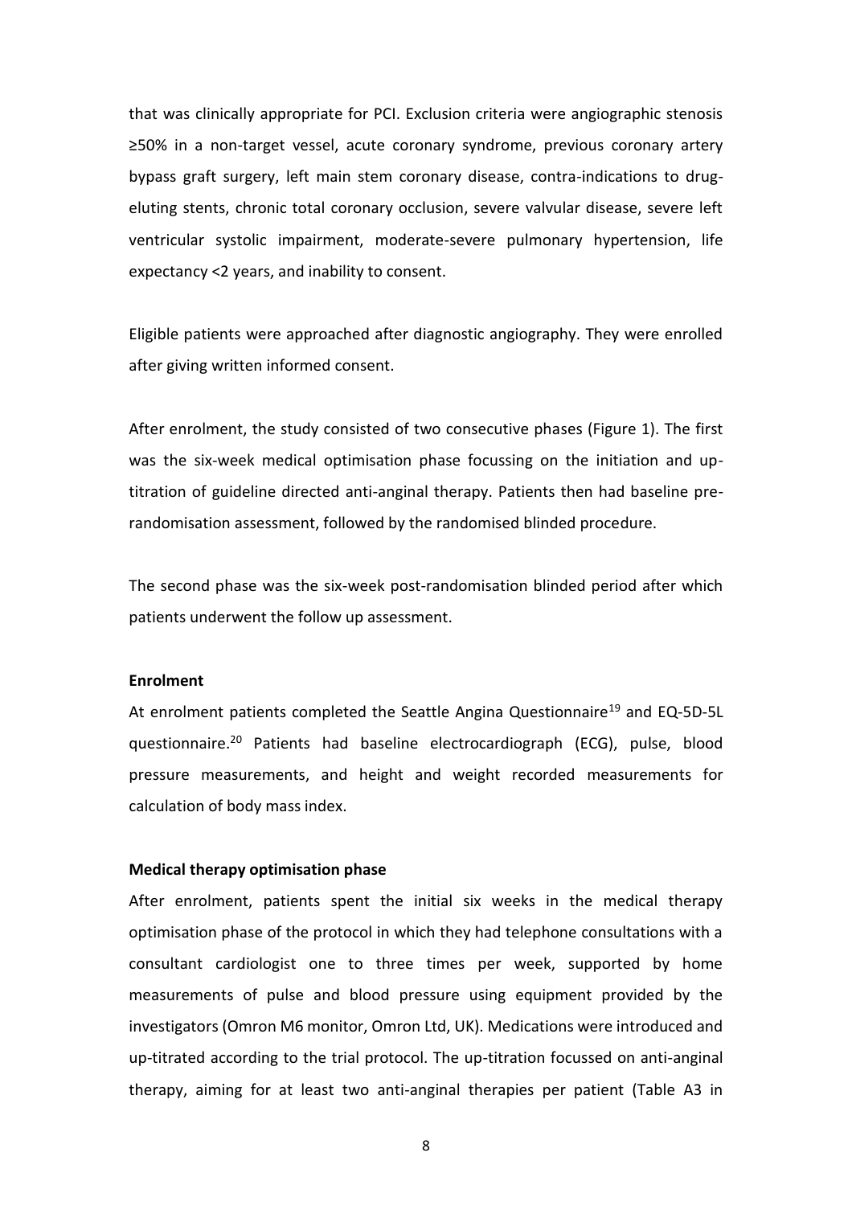that was clinically appropriate for PCI. Exclusion criteria were angiographic stenosis ≥50% in a non-target vessel, acute coronary syndrome, previous coronary artery bypass graft surgery, left main stem coronary disease, contra-indications to drug-eluting stents, chronic total coronary occlusion, severe valvular disease, severe left ventricular systolic impairment, moderate-severe pulmonary hypertension, life expectancy <2 years, and inability to consent.

Eligible patients were approached after diagnostic angiography. They were enrolled after giving written informed consent.

After enrolment, the study consisted of two consecutive phases (Figure 1). The first was the six-week medical optimisation phase focussing on the initiation and up-titration of guideline directed anti-anginal therapy. Patients then had baseline pre-randomisation assessment, followed by the randomised blinded procedure.

The second phase was the six-week post-randomisation blinded period after which patients underwent the follow up assessment.

**Enrolment**

At enrolment patients completed the Seattle Angina Questionnaire[19] and EQ-5D-5L questionnaire.[20] Patients had baseline electrocardiograph (ECG), pulse, blood pressure measurements, and height and weight recorded measurements for calculation of body mass index.

**Medical therapy optimisation phase**

After enrolment, patients spent the initial six weeks in the medical therapy optimisation phase of the protocol in which they had telephone consultations with a consultant cardiologist one to three times per week, supported by home measurements of pulse and blood pressure using equipment provided by the investigators (Omron M6 monitor, Omron Ltd, UK). Medications were introduced and up-titrated according to the trial protocol. The up-titration focussed on anti-anginal therapy, aiming for at least two anti-anginal therapies per patient (Table A3 in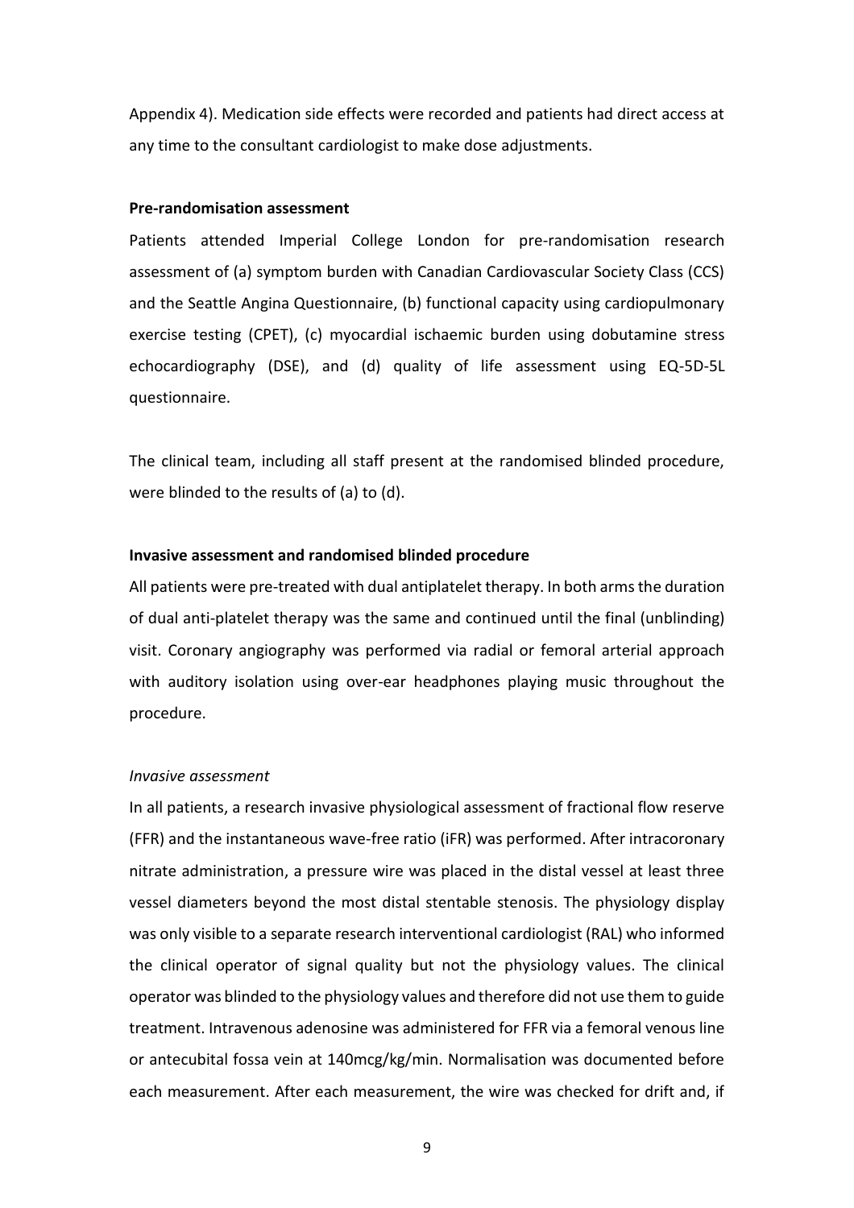Appendix 4). Medication side effects were recorded and patients had direct access at any time to the consultant cardiologist to make dose adjustments.

**Pre-randomisation assessment**

Patients attended Imperial College London for pre-randomisation research assessment of (a) symptom burden with Canadian Cardiovascular Society Class (CCS) and the Seattle Angina Questionnaire, (b) functional capacity using cardiopulmonary exercise testing (CPET), (c) myocardial ischaemic burden using dobutamine stress echocardiography (DSE), and (d) quality of life assessment using EQ-5D-5L questionnaire.

The clinical team, including all staff present at the randomised blinded procedure, were blinded to the results of (a) to (d).

**Invasive assessment and randomised blinded procedure**

All patients were pre-treated with dual antiplatelet therapy. In both arms the duration of dual anti-platelet therapy was the same and continued until the final (unblinding) visit. Coronary angiography was performed via radial or femoral arterial approach with auditory isolation using over-ear headphones playing music throughout the procedure.

*Invasive assessment*

In all patients, a research invasive physiological assessment of fractional flow reserve (FFR) and the instantaneous wave-free ratio (iFR) was performed. After intracoronary nitrate administration, a pressure wire was placed in the distal vessel at least three vessel diameters beyond the most distal stentable stenosis. The physiology display was only visible to a separate research interventional cardiologist (RAL) who informed the clinical operator of signal quality but not the physiology values. The clinical operator was blinded to the physiology values and therefore did not use them to guide treatment. Intravenous adenosine was administered for FFR via a femoral venous line or antecubital fossa vein at 140mcg/kg/min. Normalisation was documented before each measurement. After each measurement, the wire was checked for drift and, if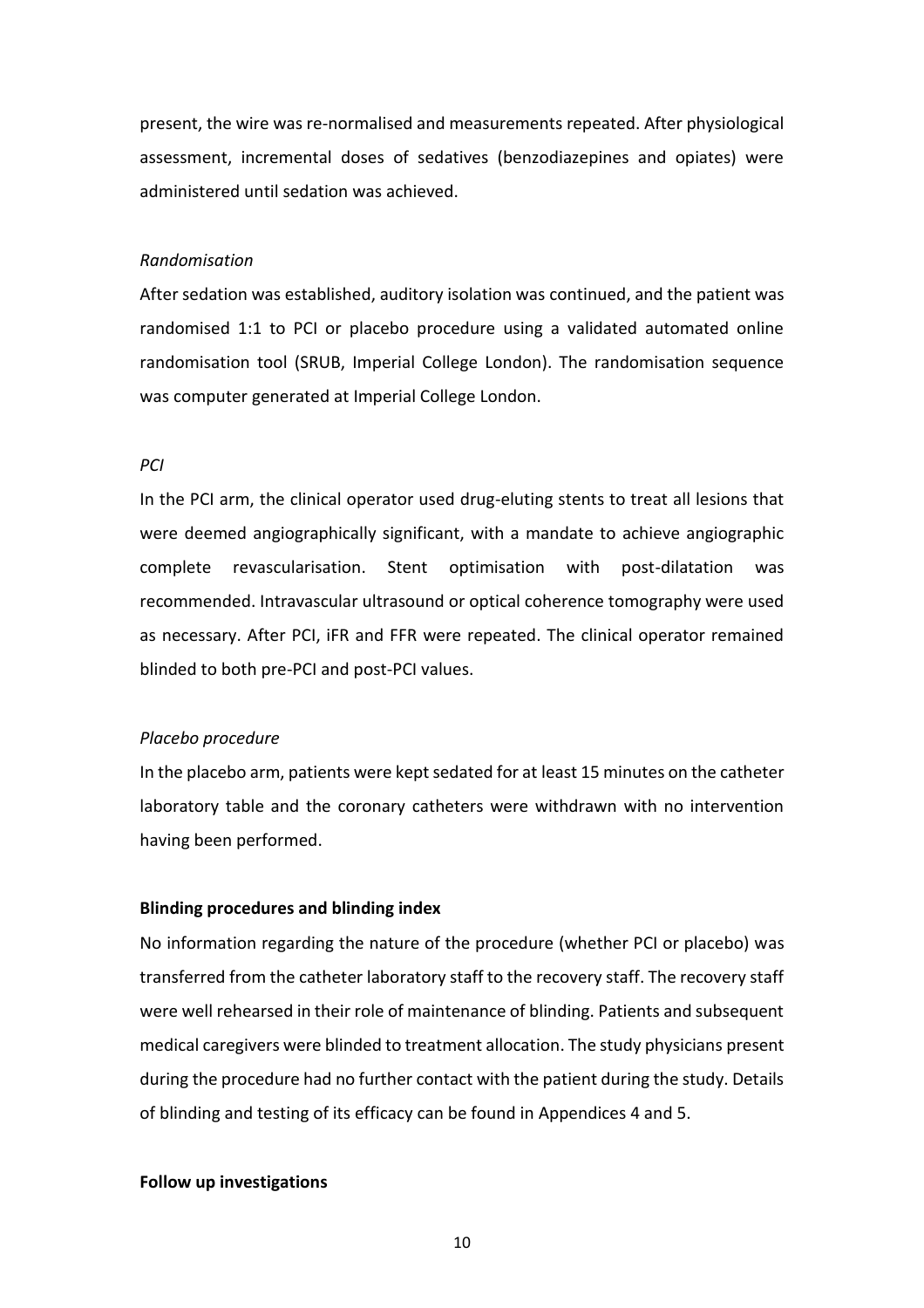present, the wire was re-normalised and measurements repeated. After physiological assessment, incremental doses of sedatives (benzodiazepines and opiates) were administered until sedation was achieved.

*Randomisation*

After sedation was established, auditory isolation was continued, and the patient was randomised 1:1 to PCI or placebo procedure using a validated automated online randomisation tool (SRUB, Imperial College London). The randomisation sequence was computer generated at Imperial College London.

*PCI*

In the PCI arm, the clinical operator used drug-eluting stents to treat all lesions that were deemed angiographically significant, with a mandate to achieve angiographic complete revascularisation. Stent optimisation with post-dilatation was recommended. Intravascular ultrasound or optical coherence tomography were used as necessary. After PCI, iFR and FFR were repeated. The clinical operator remained blinded to both pre-PCI and post-PCI values.

*Placebo procedure*

In the placebo arm, patients were kept sedated for at least 15 minutes on the catheter laboratory table and the coronary catheters were withdrawn with no intervention having been performed.

**Blinding procedures and blinding index**

No information regarding the nature of the procedure (whether PCI or placebo) was transferred from the catheter laboratory staff to the recovery staff. The recovery staff were well rehearsed in their role of maintenance of blinding. Patients and subsequent medical caregivers were blinded to treatment allocation. The study physicians present during the procedure had no further contact with the patient during the study. Details of blinding and testing of its efficacy can be found in Appendices 4 and 5.

**Follow up investigations**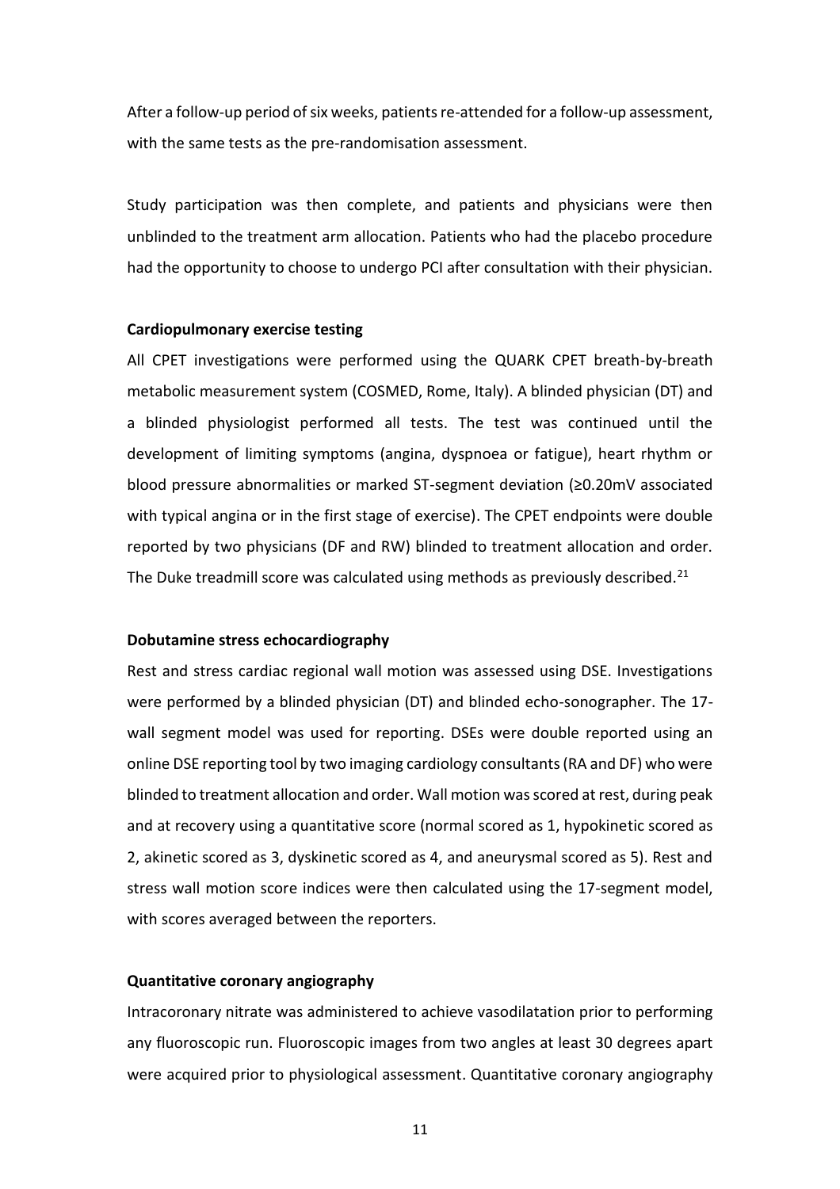After a follow-up period of six weeks, patients re-attended for a follow-up assessment, with the same tests as the pre-randomisation assessment.

Study participation was then complete, and patients and physicians were then unblinded to the treatment arm allocation. Patients who had the placebo procedure had the opportunity to choose to undergo PCI after consultation with their physician.

**Cardiopulmonary exercise testing**

All CPET investigations were performed using the QUARK CPET breath-by-breath metabolic measurement system (COSMED, Rome, Italy). A blinded physician (DT) and a blinded physiologist performed all tests. The test was continued until the development of limiting symptoms (angina, dyspnoea or fatigue), heart rhythm or blood pressure abnormalities or marked ST-segment deviation (≥0.20mV associated with typical angina or in the first stage of exercise). The CPET endpoints were double reported by two physicians (DF and RW) blinded to treatment allocation and order. The Duke treadmill score was calculated using methods as previously described.[21]

**Dobutamine stress echocardiography**

Rest and stress cardiac regional wall motion was assessed using DSE. Investigations were performed by a blinded physician (DT) and blinded echo-sonographer. The 17-wall segment model was used for reporting. DSEs were double reported using an online DSE reporting tool by two imaging cardiology consultants (RA and DF) who were blinded to treatment allocation and order. Wall motion was scored at rest, during peak and at recovery using a quantitative score (normal scored as 1, hypokinetic scored as 2, akinetic scored as 3, dyskinetic scored as 4, and aneurysmal scored as 5). Rest and stress wall motion score indices were then calculated using the 17-segment model, with scores averaged between the reporters.

**Quantitative coronary angiography**

Intracoronary nitrate was administered to achieve vasodilatation prior to performing any fluoroscopic run. Fluoroscopic images from two angles at least 30 degrees apart were acquired prior to physiological assessment. Quantitative coronary angiography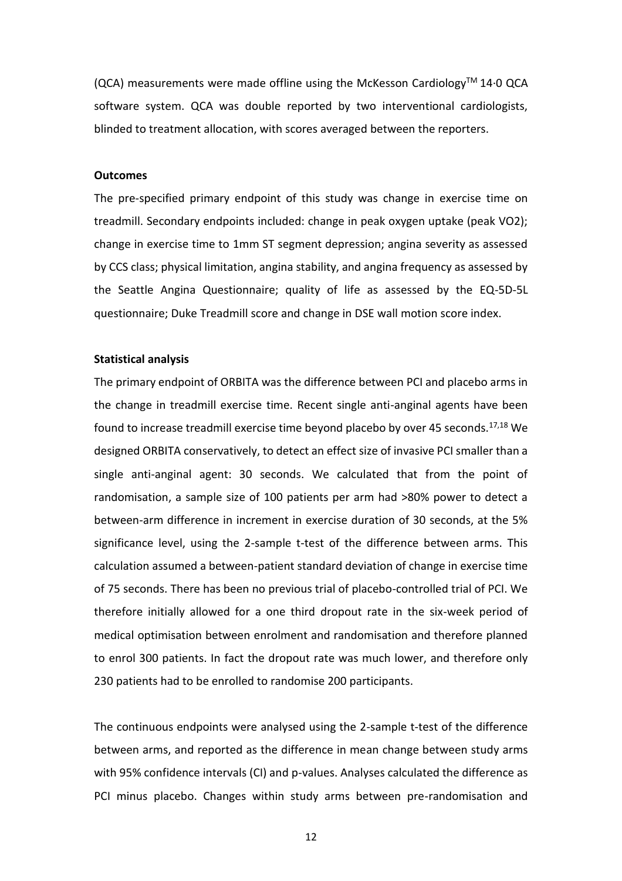(QCA) measurements were made offline using the McKesson Cardiology™ 14·0 QCA software system. QCA was double reported by two interventional cardiologists, blinded to treatment allocation, with scores averaged between the reporters.

**Outcomes**

The pre-specified primary endpoint of this study was change in exercise time on treadmill. Secondary endpoints included: change in peak oxygen uptake (peak VO2); change in exercise time to 1mm ST segment depression; angina severity as assessed by CCS class; physical limitation, angina stability, and angina frequency as assessed by the Seattle Angina Questionnaire; quality of life as assessed by the EQ-5D-5L questionnaire; Duke Treadmill score and change in DSE wall motion score index.

**Statistical analysis**

The primary endpoint of ORBITA was the difference between PCI and placebo arms in the change in treadmill exercise time. Recent single anti-anginal agents have been found to increase treadmill exercise time beyond placebo by over 45 seconds.[17,18] We designed ORBITA conservatively, to detect an effect size of invasive PCI smaller than a single anti-anginal agent: 30 seconds. We calculated that from the point of randomisation, a sample size of 100 patients per arm had >80% power to detect a between-arm difference in increment in exercise duration of 30 seconds, at the 5% significance level, using the 2-sample t-test of the difference between arms. This calculation assumed a between-patient standard deviation of change in exercise time of 75 seconds. There has been no previous trial of placebo-controlled trial of PCI. We therefore initially allowed for a one third dropout rate in the six-week period of medical optimisation between enrolment and randomisation and therefore planned to enrol 300 patients. In fact the dropout rate was much lower, and therefore only 230 patients had to be enrolled to randomise 200 participants.

The continuous endpoints were analysed using the 2-sample t-test of the difference between arms, and reported as the difference in mean change between study arms with 95% confidence intervals (CI) and p-values. Analyses calculated the difference as PCI minus placebo. Changes within study arms between pre-randomisation and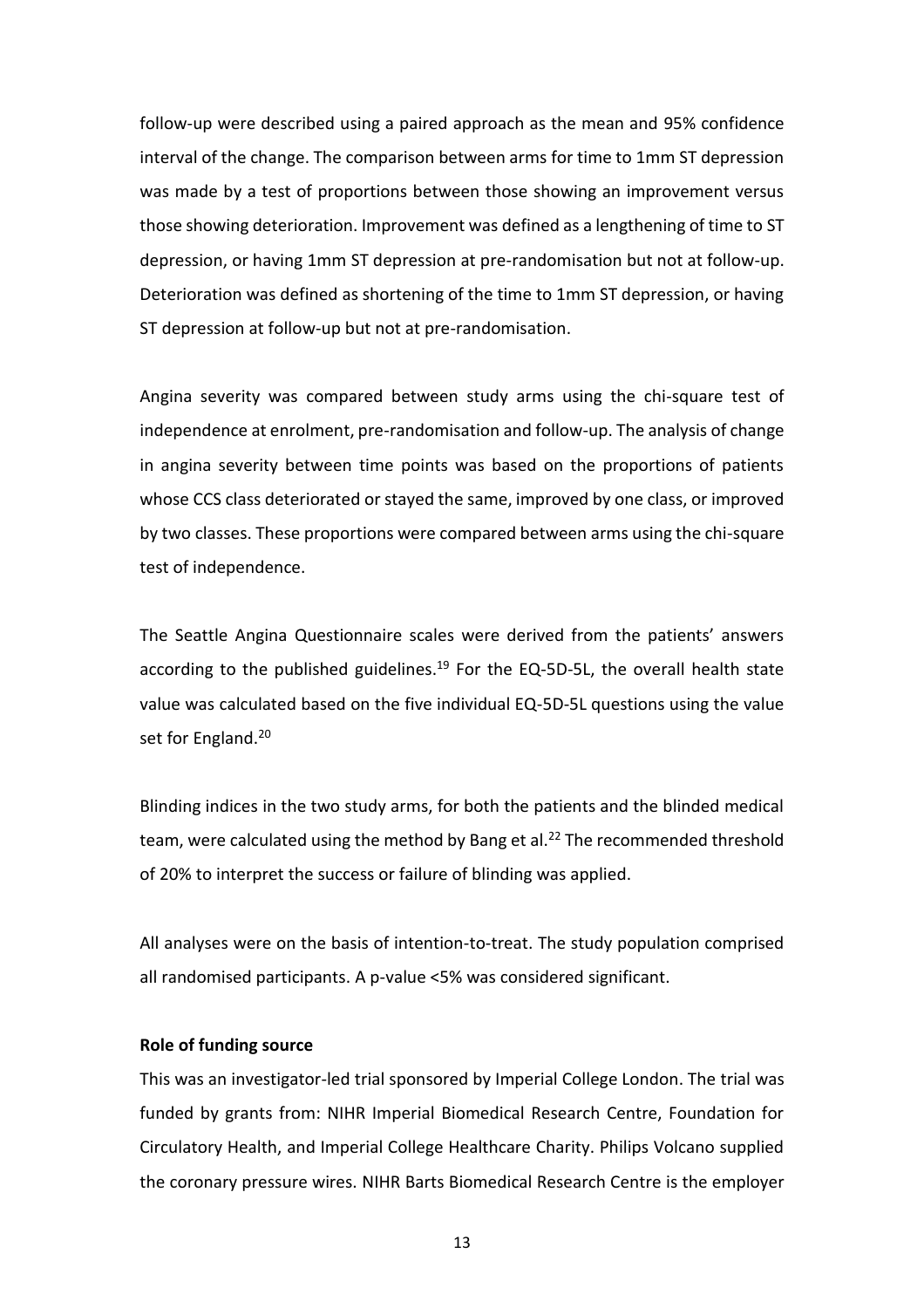follow-up were described using a paired approach as the mean and 95% confidence interval of the change. The comparison between arms for time to 1mm ST depression was made by a test of proportions between those showing an improvement versus those showing deterioration. Improvement was defined as a lengthening of time to ST depression, or having 1mm ST depression at pre-randomisation but not at follow-up. Deterioration was defined as shortening of the time to 1mm ST depression, or having ST depression at follow-up but not at pre-randomisation.

Angina severity was compared between study arms using the chi-square test of independence at enrolment, pre-randomisation and follow-up. The analysis of change in angina severity between time points was based on the proportions of patients whose CCS class deteriorated or stayed the same, improved by one class, or improved by two classes. These proportions were compared between arms using the chi-square test of independence.

The Seattle Angina Questionnaire scales were derived from the patients' answers according to the published guidelines.[19] For the EQ-5D-5L, the overall health state value was calculated based on the five individual EQ-5D-5L questions using the value set for England.[20]

Blinding indices in the two study arms, for both the patients and the blinded medical team, were calculated using the method by Bang et al.[22] The recommended threshold of 20% to interpret the success or failure of blinding was applied.

All analyses were on the basis of intention-to-treat. The study population comprised all randomised participants. A p-value <5% was considered significant.

**Role of funding source**

This was an investigator-led trial sponsored by Imperial College London. The trial was funded by grants from: NIHR Imperial Biomedical Research Centre, Foundation for Circulatory Health, and Imperial College Healthcare Charity. Philips Volcano supplied the coronary pressure wires. NIHR Barts Biomedical Research Centre is the employer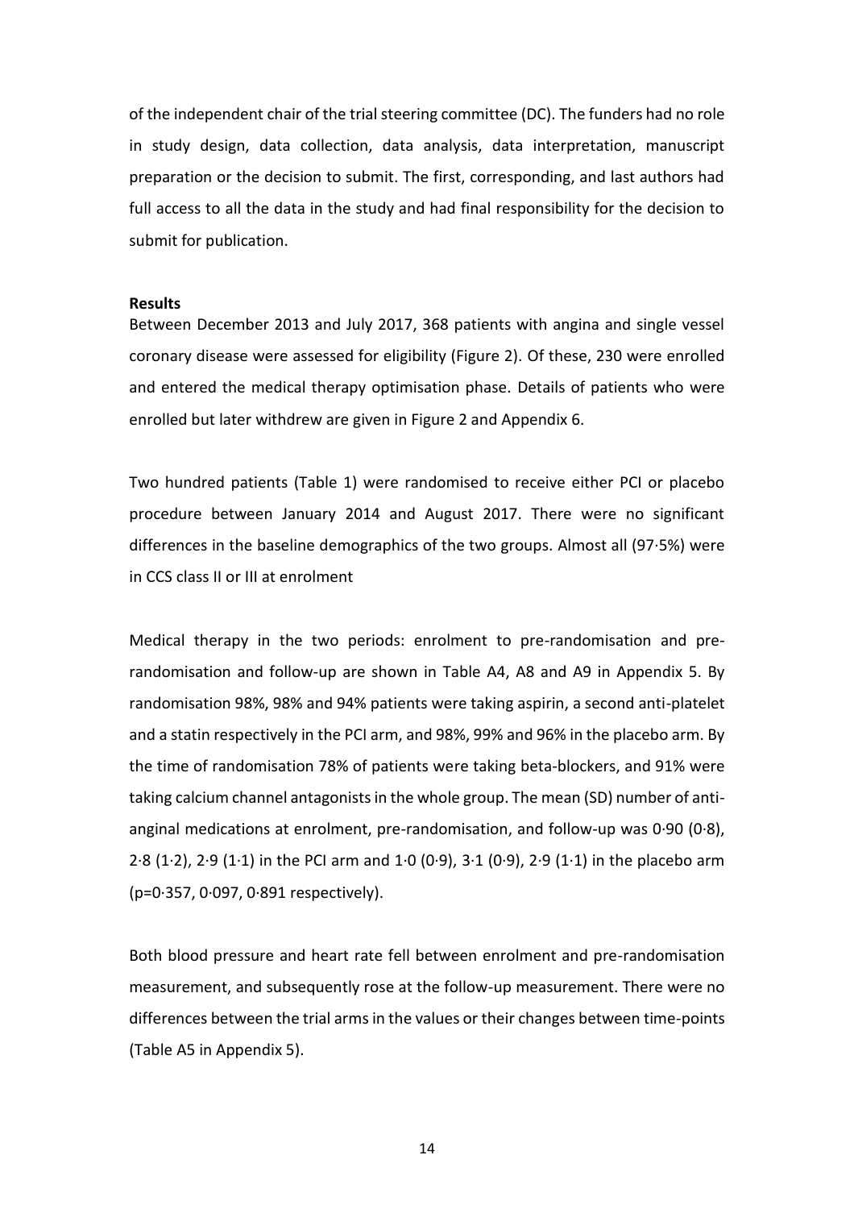of the independent chair of the trial steering committee (DC). The funders had no role in study design, data collection, data analysis, data interpretation, manuscript preparation or the decision to submit. The first, corresponding, and last authors had full access to all the data in the study and had final responsibility for the decision to submit for publication.

**Results**

Between December 2013 and July 2017, 368 patients with angina and single vessel coronary disease were assessed for eligibility (Figure 2). Of these, 230 were enrolled and entered the medical therapy optimisation phase. Details of patients who were enrolled but later withdrew are given in Figure 2 and Appendix 6.

Two hundred patients (Table 1) were randomised to receive either PCI or placebo procedure between January 2014 and August 2017. There were no significant differences in the baseline demographics of the two groups. Almost all (97·5%) were in CCS class II or III at enrolment

Medical therapy in the two periods: enrolment to pre-randomisation and pre-randomisation and follow-up are shown in Table A4, A8 and A9 in Appendix 5. By randomisation 98%, 98% and 94% patients were taking aspirin, a second anti-platelet and a statin respectively in the PCI arm, and 98%, 99% and 96% in the placebo arm. By the time of randomisation 78% of patients were taking beta-blockers, and 91% were taking calcium channel antagonists in the whole group. The mean (SD) number of anti-anginal medications at enrolment, pre-randomisation, and follow-up was 0·90 (0·8), 2·8 (1·2), 2·9 (1·1) in the PCI arm and 1·0 (0·9), 3·1 (0·9), 2·9 (1·1) in the placebo arm (p=0·357, 0·097, 0·891 respectively).

Both blood pressure and heart rate fell between enrolment and pre-randomisation measurement, and subsequently rose at the follow-up measurement. There were no differences between the trial arms in the values or their changes between time-points (Table A5 in Appendix 5).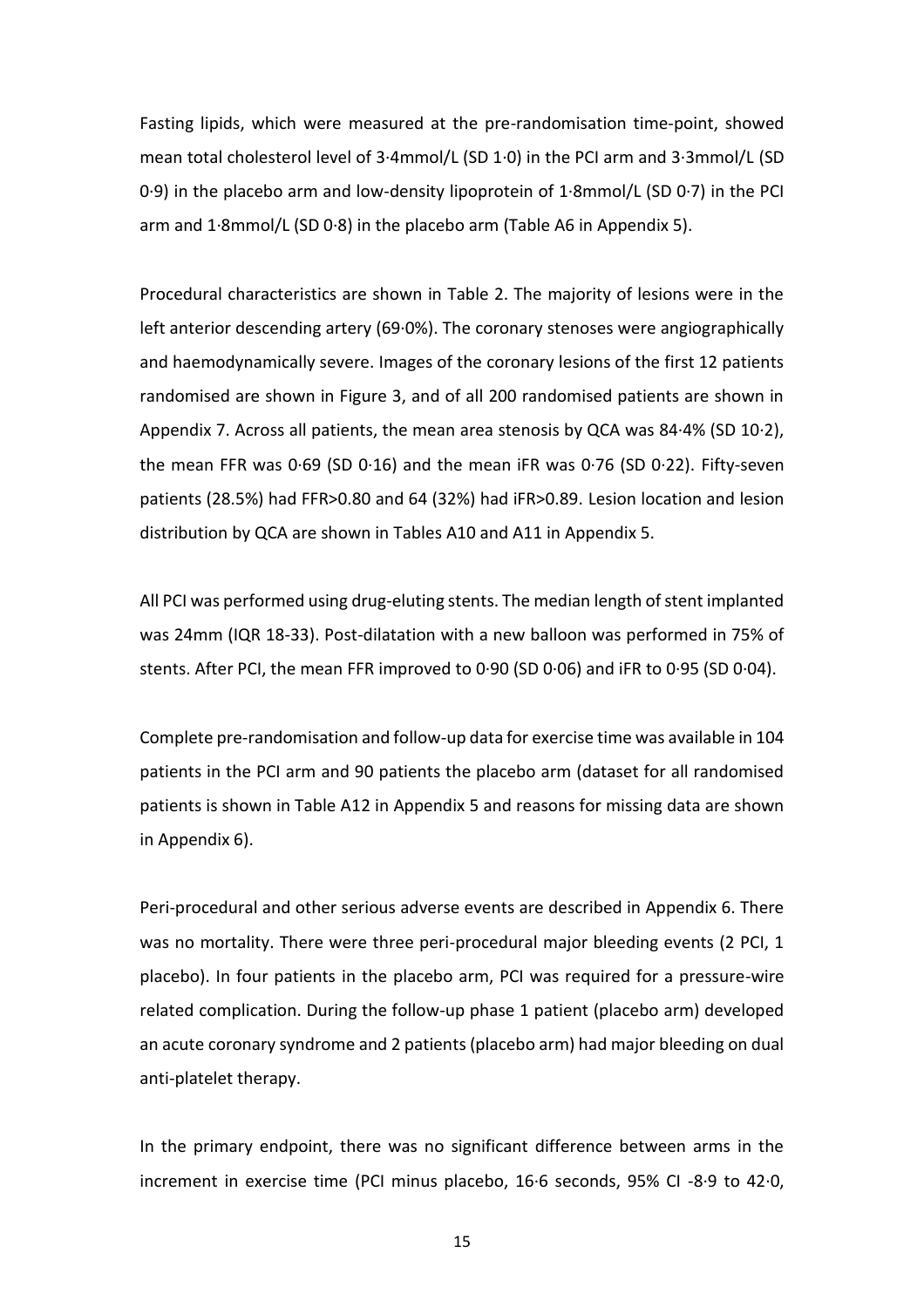Fasting lipids, which were measured at the pre-randomisation time-point, showed mean total cholesterol level of 3·4mmol/L (SD 1·0) in the PCI arm and 3·3mmol/L (SD 0·9) in the placebo arm and low-density lipoprotein of 1·8mmol/L (SD 0·7) in the PCI arm and 1·8mmol/L (SD 0·8) in the placebo arm (Table A6 in Appendix 5).

Procedural characteristics are shown in Table 2. The majority of lesions were in the left anterior descending artery (69·0%). The coronary stenoses were angiographically and haemodynamically severe. Images of the coronary lesions of the first 12 patients randomised are shown in Figure 3, and of all 200 randomised patients are shown in Appendix 7. Across all patients, the mean area stenosis by QCA was 84·4% (SD 10·2), the mean FFR was 0·69 (SD 0·16) and the mean iFR was 0·76 (SD 0·22). Fifty-seven patients (28.5%) had FFR>0.80 and 64 (32%) had iFR>0.89. Lesion location and lesion distribution by QCA are shown in Tables A10 and A11 in Appendix 5.

All PCI was performed using drug-eluting stents. The median length of stent implanted was 24mm (IQR 18-33). Post-dilatation with a new balloon was performed in 75% of stents. After PCI, the mean FFR improved to 0·90 (SD 0·06) and iFR to 0·95 (SD 0·04).

Complete pre-randomisation and follow-up data for exercise time was available in 104 patients in the PCI arm and 90 patients the placebo arm (dataset for all randomised patients is shown in Table A12 in Appendix 5 and reasons for missing data are shown in Appendix 6).

Peri-procedural and other serious adverse events are described in Appendix 6. There was no mortality. There were three peri-procedural major bleeding events (2 PCI, 1 placebo). In four patients in the placebo arm, PCI was required for a pressure-wire related complication. During the follow-up phase 1 patient (placebo arm) developed an acute coronary syndrome and 2 patients (placebo arm) had major bleeding on dual anti-platelet therapy.

In the primary endpoint, there was no significant difference between arms in the increment in exercise time (PCI minus placebo, 16·6 seconds, 95% CI -8·9 to 42·0,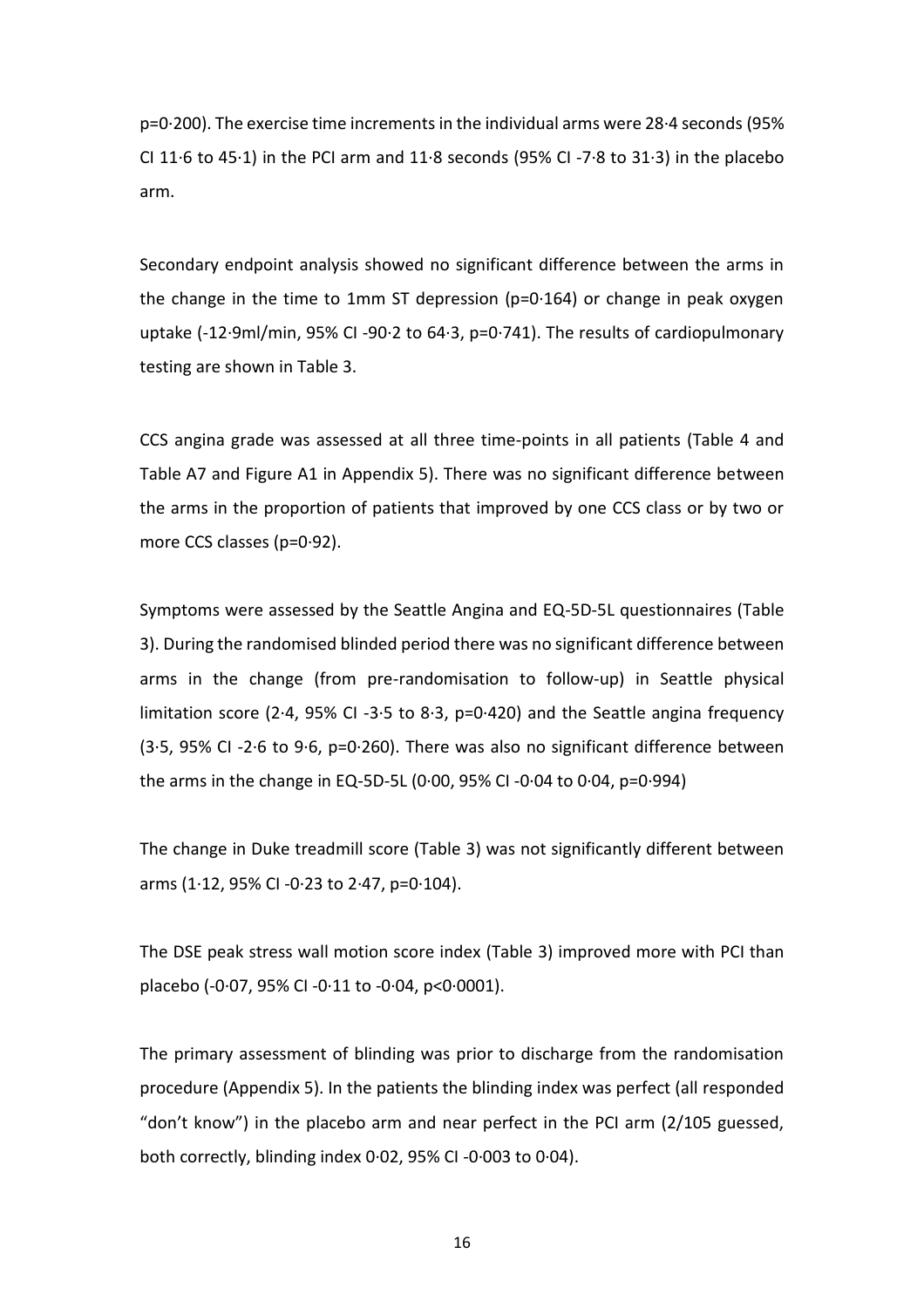p=0·200). The exercise time increments in the individual arms were 28·4 seconds (95% CI 11·6 to 45·1) in the PCI arm and 11·8 seconds (95% CI -7·8 to 31·3) in the placebo arm.

Secondary endpoint analysis showed no significant difference between the arms in the change in the time to 1mm ST depression (p=0·164) or change in peak oxygen uptake (-12·9ml/min, 95% CI -90·2 to 64·3, p=0·741). The results of cardiopulmonary testing are shown in Table 3.

CCS angina grade was assessed at all three time-points in all patients (Table 4 and Table A7 and Figure A1 in Appendix 5). There was no significant difference between the arms in the proportion of patients that improved by one CCS class or by two or more CCS classes (p=0·92).

Symptoms were assessed by the Seattle Angina and EQ-5D-5L questionnaires (Table 3). During the randomised blinded period there was no significant difference between arms in the change (from pre-randomisation to follow-up) in Seattle physical limitation score (2·4, 95% CI -3·5 to 8·3, p=0·420) and the Seattle angina frequency (3·5, 95% CI -2·6 to 9·6, p=0·260). There was also no significant difference between the arms in the change in EQ-5D-5L (0·00, 95% CI -0·04 to 0·04, p=0·994)

The change in Duke treadmill score (Table 3) was not significantly different between arms (1·12, 95% CI -0·23 to 2·47, p=0·104).

The DSE peak stress wall motion score index (Table 3) improved more with PCI than placebo (-0·07, 95% CI -0·11 to -0·04, p<0·0001).

The primary assessment of blinding was prior to discharge from the randomisation procedure (Appendix 5). In the patients the blinding index was perfect (all responded "don't know") in the placebo arm and near perfect in the PCI arm (2/105 guessed, both correctly, blinding index 0·02, 95% CI -0·003 to 0·04).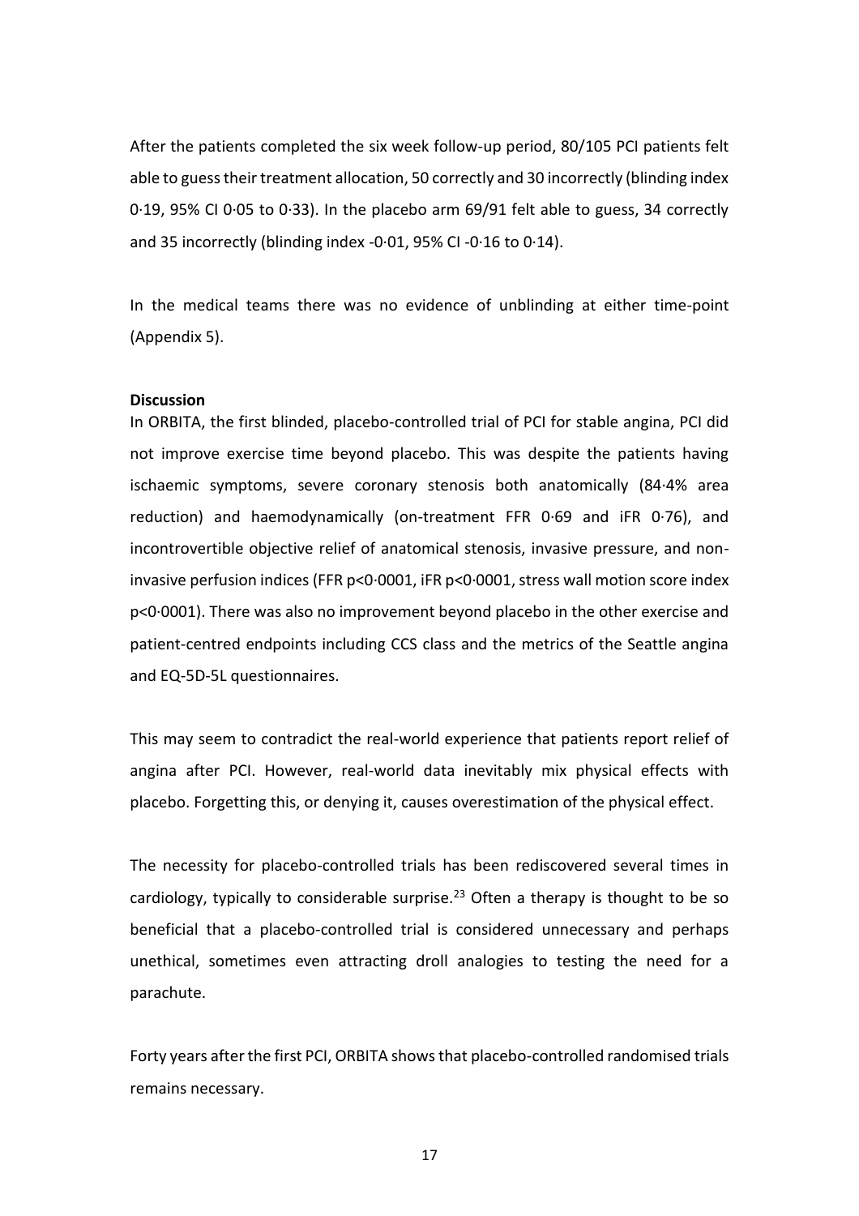After the patients completed the six week follow-up period, 80/105 PCI patients felt able to guess their treatment allocation, 50 correctly and 30 incorrectly (blinding index 0·19, 95% CI 0·05 to 0·33). In the placebo arm 69/91 felt able to guess, 34 correctly and 35 incorrectly (blinding index -0·01, 95% CI -0·16 to 0·14).

In the medical teams there was no evidence of unblinding at either time-point (Appendix 5).

**Discussion**

In ORBITA, the first blinded, placebo-controlled trial of PCI for stable angina, PCI did not improve exercise time beyond placebo. This was despite the patients having ischaemic symptoms, severe coronary stenosis both anatomically (84·4% area reduction) and haemodynamically (on-treatment FFR 0·69 and iFR 0·76), and incontrovertible objective relief of anatomical stenosis, invasive pressure, and non-invasive perfusion indices (FFR p<0·0001, iFR p<0·0001, stress wall motion score index p<0·0001). There was also no improvement beyond placebo in the other exercise and patient-centred endpoints including CCS class and the metrics of the Seattle angina and EQ-5D-5L questionnaires.

This may seem to contradict the real-world experience that patients report relief of angina after PCI. However, real-world data inevitably mix physical effects with placebo. Forgetting this, or denying it, causes overestimation of the physical effect.

The necessity for placebo-controlled trials has been rediscovered several times in cardiology, typically to considerable surprise.[23] Often a therapy is thought to be so beneficial that a placebo-controlled trial is considered unnecessary and perhaps unethical, sometimes even attracting droll analogies to testing the need for a parachute.

Forty years after the first PCI, ORBITA shows that placebo-controlled randomised trials remains necessary.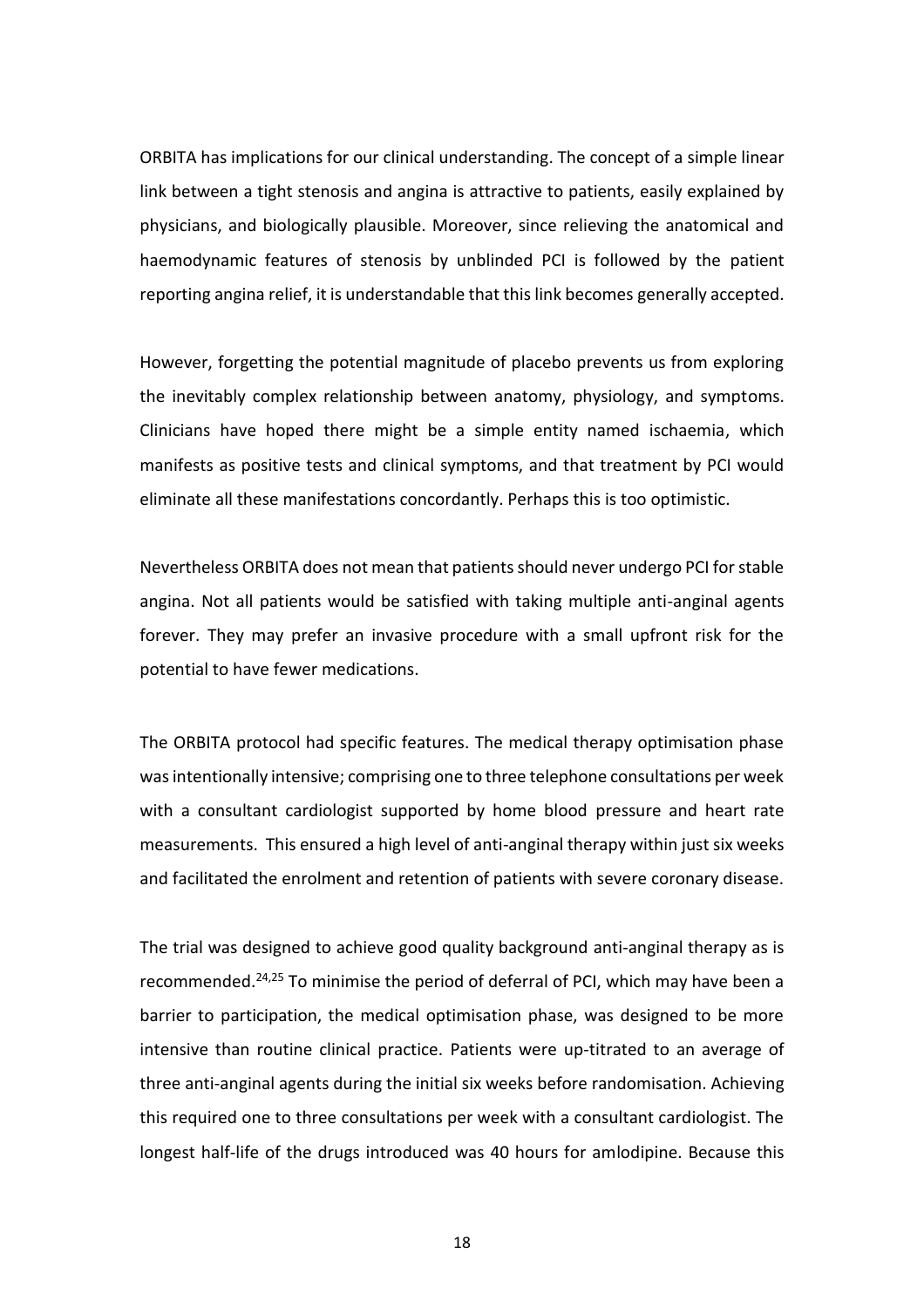ORBITA has implications for our clinical understanding. The concept of a simple linear link between a tight stenosis and angina is attractive to patients, easily explained by physicians, and biologically plausible. Moreover, since relieving the anatomical and haemodynamic features of stenosis by unblinded PCI is followed by the patient reporting angina relief, it is understandable that this link becomes generally accepted.

However, forgetting the potential magnitude of placebo prevents us from exploring the inevitably complex relationship between anatomy, physiology, and symptoms. Clinicians have hoped there might be a simple entity named ischaemia, which manifests as positive tests and clinical symptoms, and that treatment by PCI would eliminate all these manifestations concordantly. Perhaps this is too optimistic.

Nevertheless ORBITA does not mean that patients should never undergo PCI for stable angina. Not all patients would be satisfied with taking multiple anti-anginal agents forever. They may prefer an invasive procedure with a small upfront risk for the potential to have fewer medications.

The ORBITA protocol had specific features. The medical therapy optimisation phase was intentionally intensive; comprising one to three telephone consultations per week with a consultant cardiologist supported by home blood pressure and heart rate measurements. This ensured a high level of anti-anginal therapy within just six weeks and facilitated the enrolment and retention of patients with severe coronary disease.

The trial was designed to achieve good quality background anti-anginal therapy as is recommended.[24,25] To minimise the period of deferral of PCI, which may have been a barrier to participation, the medical optimisation phase, was designed to be more intensive than routine clinical practice. Patients were up-titrated to an average of three anti-anginal agents during the initial six weeks before randomisation. Achieving this required one to three consultations per week with a consultant cardiologist. The longest half-life of the drugs introduced was 40 hours for amlodipine. Because this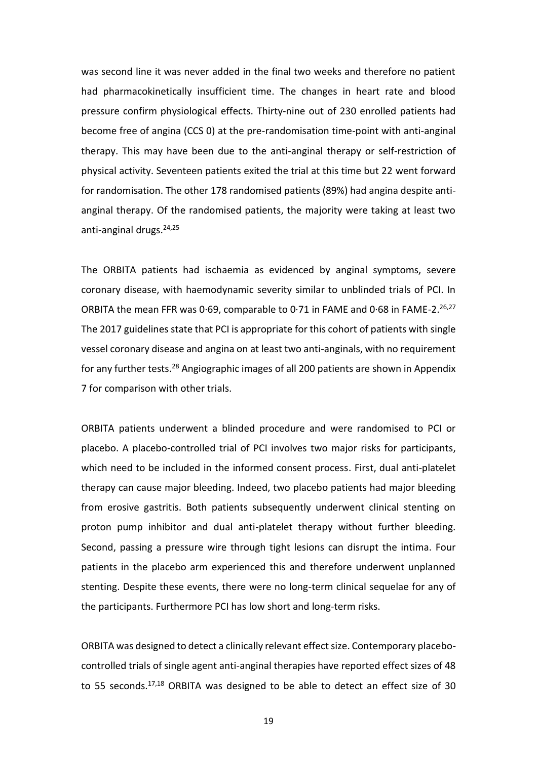was second line it was never added in the final two weeks and therefore no patient had pharmacokinetically insufficient time. The changes in heart rate and blood pressure confirm physiological effects. Thirty-nine out of 230 enrolled patients had become free of angina (CCS 0) at the pre-randomisation time-point with anti-anginal therapy. This may have been due to the anti-anginal therapy or self-restriction of physical activity. Seventeen patients exited the trial at this time but 22 went forward for randomisation. The other 178 randomised patients (89%) had angina despite anti-anginal therapy. Of the randomised patients, the majority were taking at least two anti-anginal drugs.[24,25]

The ORBITA patients had ischaemia as evidenced by anginal symptoms, severe coronary disease, with haemodynamic severity similar to unblinded trials of PCI. In ORBITA the mean FFR was 0·69, comparable to 0·71 in FAME and 0·68 in FAME-2.[26,27] The 2017 guidelines state that PCI is appropriate for this cohort of patients with single vessel coronary disease and angina on at least two anti-anginals, with no requirement for any further tests.[28] Angiographic images of all 200 patients are shown in Appendix 7 for comparison with other trials.

ORBITA patients underwent a blinded procedure and were randomised to PCI or placebo. A placebo-controlled trial of PCI involves two major risks for participants, which need to be included in the informed consent process. First, dual anti-platelet therapy can cause major bleeding. Indeed, two placebo patients had major bleeding from erosive gastritis. Both patients subsequently underwent clinical stenting on proton pump inhibitor and dual anti-platelet therapy without further bleeding. Second, passing a pressure wire through tight lesions can disrupt the intima. Four patients in the placebo arm experienced this and therefore underwent unplanned stenting. Despite these events, there were no long-term clinical sequelae for any of the participants. Furthermore PCI has low short and long-term risks.

ORBITA was designed to detect a clinically relevant effect size. Contemporary placebo-controlled trials of single agent anti-anginal therapies have reported effect sizes of 48 to 55 seconds.[17,18] ORBITA was designed to be able to detect an effect size of 30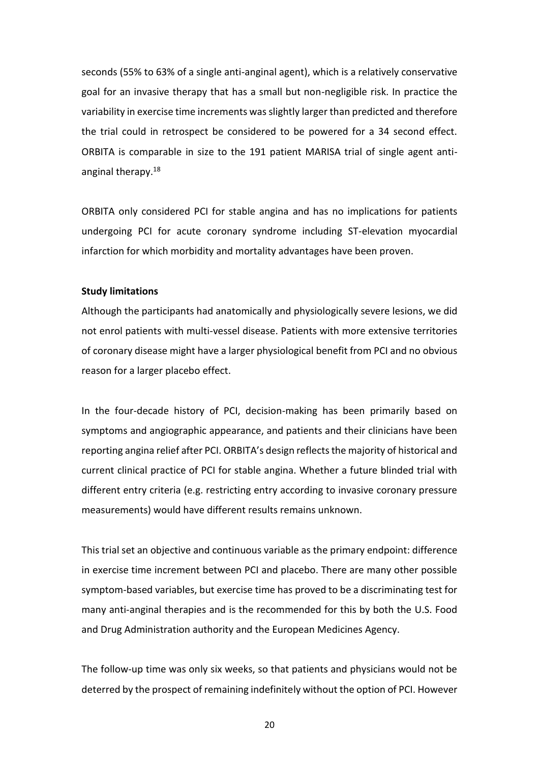seconds (55% to 63% of a single anti-anginal agent), which is a relatively conservative goal for an invasive therapy that has a small but non-negligible risk. In practice the variability in exercise time increments was slightly larger than predicted and therefore the trial could in retrospect be considered to be powered for a 34 second effect. ORBITA is comparable in size to the 191 patient MARISA trial of single agent anti-anginal therapy.[18]

ORBITA only considered PCI for stable angina and has no implications for patients undergoing PCI for acute coronary syndrome including ST-elevation myocardial infarction for which morbidity and mortality advantages have been proven.

**Study limitations**

Although the participants had anatomically and physiologically severe lesions, we did not enrol patients with multi-vessel disease. Patients with more extensive territories of coronary disease might have a larger physiological benefit from PCI and no obvious reason for a larger placebo effect.

In the four-decade history of PCI, decision-making has been primarily based on symptoms and angiographic appearance, and patients and their clinicians have been reporting angina relief after PCI. ORBITA's design reflects the majority of historical and current clinical practice of PCI for stable angina. Whether a future blinded trial with different entry criteria (e.g. restricting entry according to invasive coronary pressure measurements) would have different results remains unknown.

This trial set an objective and continuous variable as the primary endpoint: difference in exercise time increment between PCI and placebo. There are many other possible symptom-based variables, but exercise time has proved to be a discriminating test for many anti-anginal therapies and is the recommended for this by both the U.S. Food and Drug Administration authority and the European Medicines Agency.

The follow-up time was only six weeks, so that patients and physicians would not be deterred by the prospect of remaining indefinitely without the option of PCI. However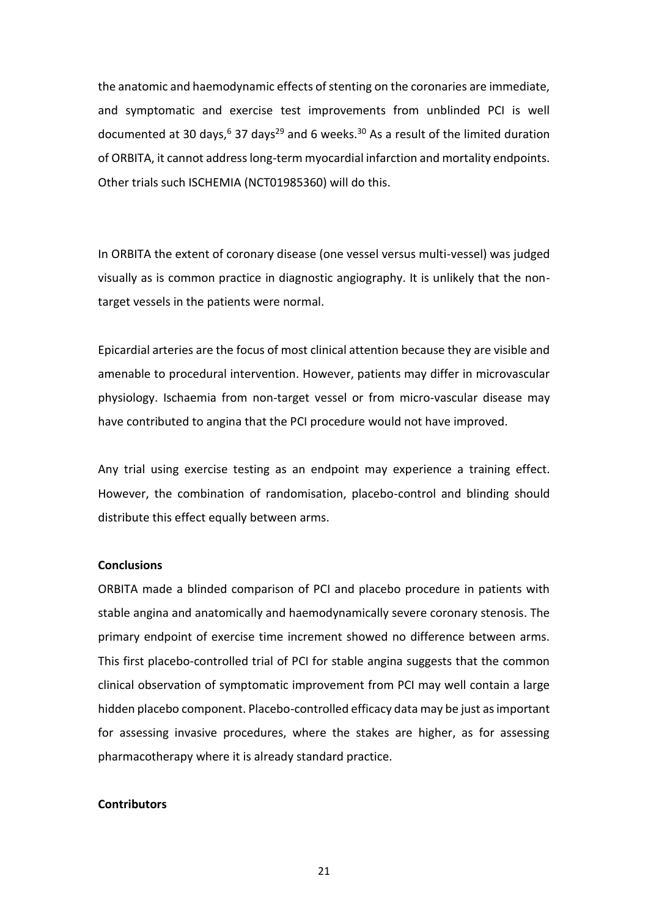the anatomic and haemodynamic effects of stenting on the coronaries are immediate, and symptomatic and exercise test improvements from unblinded PCI is well documented at 30 days,[6] 37 days[29] and 6 weeks.[30] As a result of the limited duration of ORBITA, it cannot address long-term myocardial infarction and mortality endpoints. Other trials such ISCHEMIA (NCT01985360) will do this.

In ORBITA the extent of coronary disease (one vessel versus multi-vessel) was judged visually as is common practice in diagnostic angiography. It is unlikely that the non-target vessels in the patients were normal.

Epicardial arteries are the focus of most clinical attention because they are visible and amenable to procedural intervention. However, patients may differ in microvascular physiology. Ischaemia from non-target vessel or from micro-vascular disease may have contributed to angina that the PCI procedure would not have improved.

Any trial using exercise testing as an endpoint may experience a training effect. However, the combination of randomisation, placebo-control and blinding should distribute this effect equally between arms.

**Conclusions**

ORBITA made a blinded comparison of PCI and placebo procedure in patients with stable angina and anatomically and haemodynamically severe coronary stenosis. The primary endpoint of exercise time increment showed no difference between arms. This first placebo-controlled trial of PCI for stable angina suggests that the common clinical observation of symptomatic improvement from PCI may well contain a large hidden placebo component. Placebo-controlled efficacy data may be just as important for assessing invasive procedures, where the stakes are higher, as for assessing pharmacotherapy where it is already standard practice.

**Contributors**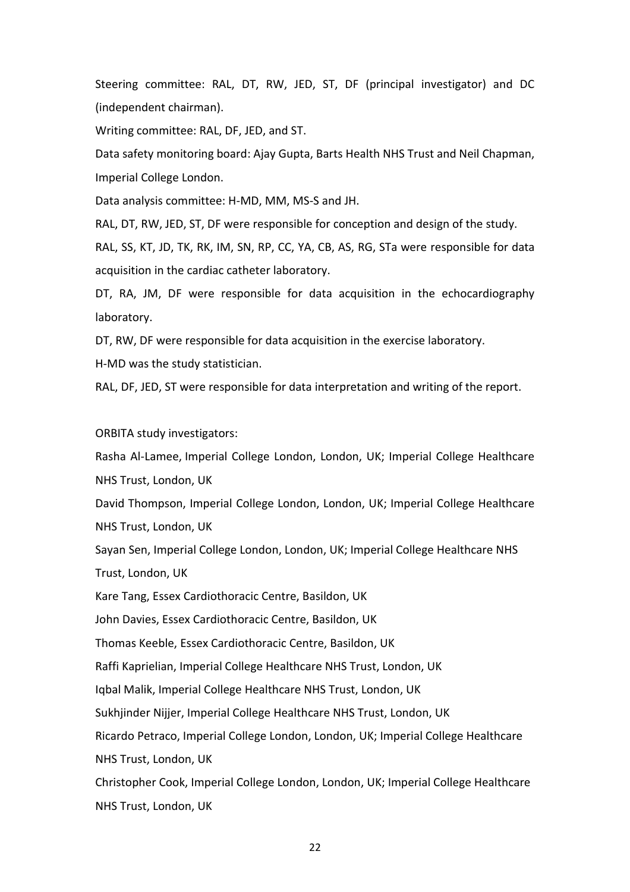Steering committee: RAL, DT, RW, JED, ST, DF (principal investigator) and DC (independent chairman).

Writing committee: RAL, DF, JED, and ST.

Data safety monitoring board: Ajay Gupta, Barts Health NHS Trust and Neil Chapman, Imperial College London.

Data analysis committee: H-MD, MM, MS-S and JH.

RAL, DT, RW, JED, ST, DF were responsible for conception and design of the study.

RAL, SS, KT, JD, TK, RK, IM, SN, RP, CC, YA, CB, AS, RG, STa were responsible for data acquisition in the cardiac catheter laboratory.

DT, RA, JM, DF were responsible for data acquisition in the echocardiography laboratory.

DT, RW, DF were responsible for data acquisition in the exercise laboratory.

H-MD was the study statistician.

RAL, DF, JED, ST were responsible for data interpretation and writing of the report.

ORBITA study investigators:

Rasha Al-Lamee, Imperial College London, London, UK; Imperial College Healthcare NHS Trust, London, UK

David Thompson, Imperial College London, London, UK; Imperial College Healthcare NHS Trust, London, UK

Sayan Sen, Imperial College London, London, UK; Imperial College Healthcare NHS Trust, London, UK

Kare Tang, Essex Cardiothoracic Centre, Basildon, UK

John Davies, Essex Cardiothoracic Centre, Basildon, UK

Thomas Keeble, Essex Cardiothoracic Centre, Basildon, UK

Raffi Kaprielian, Imperial College Healthcare NHS Trust, London, UK

Iqbal Malik, Imperial College Healthcare NHS Trust, London, UK

Sukhjinder Nijjer, Imperial College Healthcare NHS Trust, London, UK

Ricardo Petraco, Imperial College London, London, UK; Imperial College Healthcare NHS Trust, London, UK

Christopher Cook, Imperial College London, London, UK; Imperial College Healthcare NHS Trust, London, UK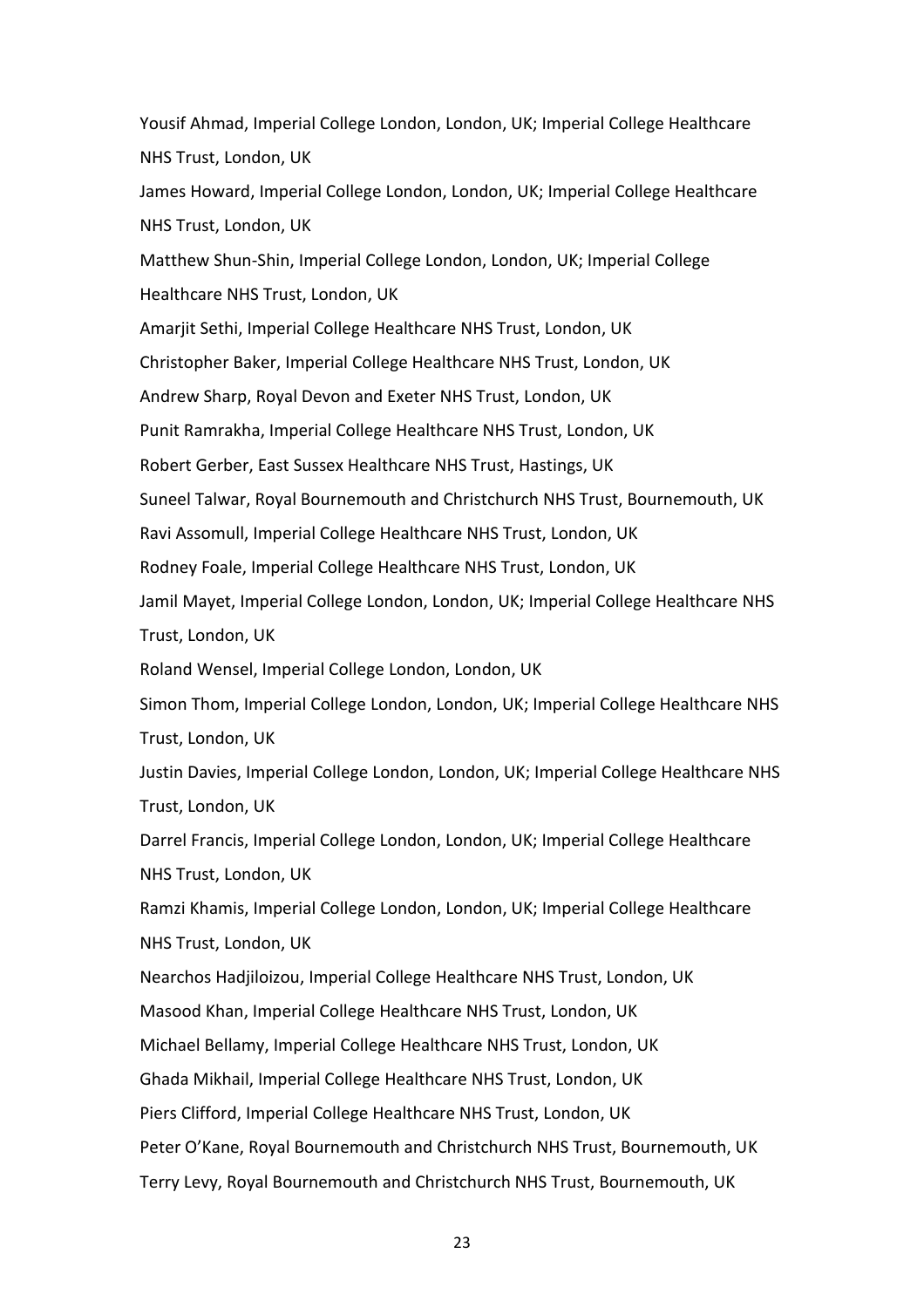Yousif Ahmad, Imperial College London, London, UK; Imperial College Healthcare NHS Trust, London, UK

James Howard, Imperial College London, London, UK; Imperial College Healthcare NHS Trust, London, UK

Matthew Shun-Shin, Imperial College London, London, UK; Imperial College Healthcare NHS Trust, London, UK

Amarjit Sethi, Imperial College Healthcare NHS Trust, London, UK

Christopher Baker, Imperial College Healthcare NHS Trust, London, UK

Andrew Sharp, Royal Devon and Exeter NHS Trust, London, UK

Punit Ramrakha, Imperial College Healthcare NHS Trust, London, UK

Robert Gerber, East Sussex Healthcare NHS Trust, Hastings, UK

Suneel Talwar, Royal Bournemouth and Christchurch NHS Trust, Bournemouth, UK

Ravi Assomull, Imperial College Healthcare NHS Trust, London, UK

Rodney Foale, Imperial College Healthcare NHS Trust, London, UK

Jamil Mayet, Imperial College London, London, UK; Imperial College Healthcare NHS Trust, London, UK

Roland Wensel, Imperial College London, London, UK

Simon Thom, Imperial College London, London, UK; Imperial College Healthcare NHS Trust, London, UK

Justin Davies, Imperial College London, London, UK; Imperial College Healthcare NHS Trust, London, UK

Darrel Francis, Imperial College London, London, UK; Imperial College Healthcare NHS Trust, London, UK

Ramzi Khamis, Imperial College London, London, UK; Imperial College Healthcare NHS Trust, London, UK

Nearchos Hadjiloizou, Imperial College Healthcare NHS Trust, London, UK

Masood Khan, Imperial College Healthcare NHS Trust, London, UK

Michael Bellamy, Imperial College Healthcare NHS Trust, London, UK

Ghada Mikhail, Imperial College Healthcare NHS Trust, London, UK

Piers Clifford, Imperial College Healthcare NHS Trust, London, UK

Peter O'Kane, Royal Bournemouth and Christchurch NHS Trust, Bournemouth, UK

Terry Levy, Royal Bournemouth and Christchurch NHS Trust, Bournemouth, UK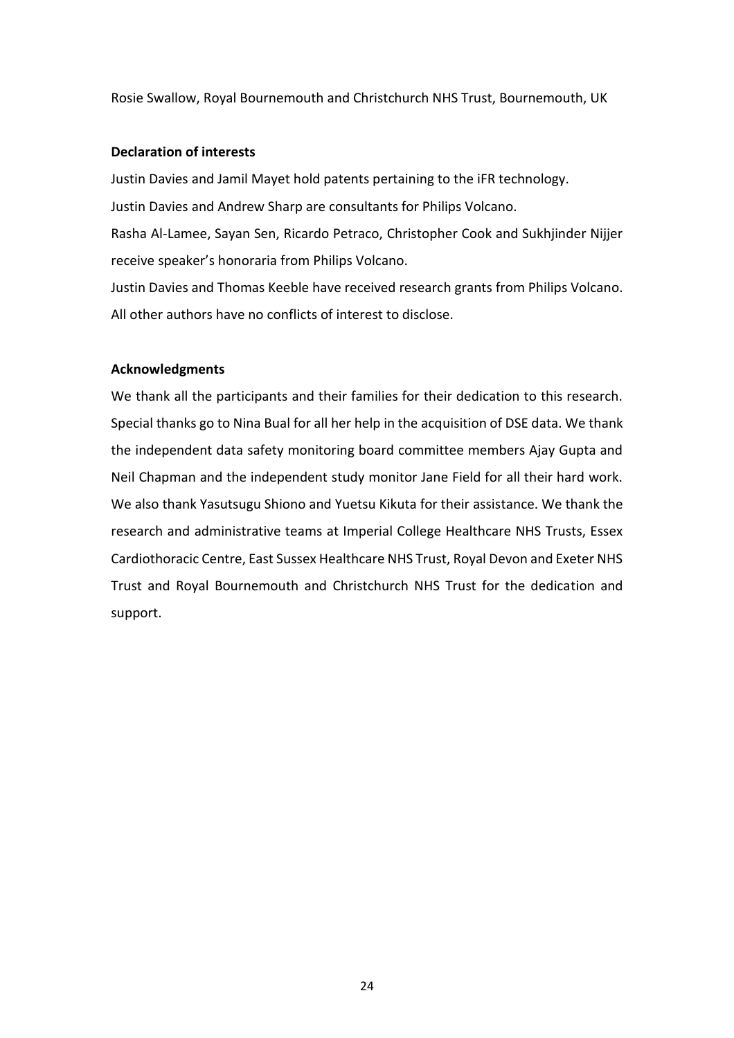Rosie Swallow, Royal Bournemouth and Christchurch NHS Trust, Bournemouth, UK

**Declaration of interests**

Justin Davies and Jamil Mayet hold patents pertaining to the iFR technology.

Justin Davies and Andrew Sharp are consultants for Philips Volcano.

Rasha Al-Lamee, Sayan Sen, Ricardo Petraco, Christopher Cook and Sukhjinder Nijjer receive speaker's honoraria from Philips Volcano.

Justin Davies and Thomas Keeble have received research grants from Philips Volcano.

All other authors have no conflicts of interest to disclose.

**Acknowledgments**

We thank all the participants and their families for their dedication to this research. Special thanks go to Nina Bual for all her help in the acquisition of DSE data. We thank the independent data safety monitoring board committee members Ajay Gupta and Neil Chapman and the independent study monitor Jane Field for all their hard work. We also thank Yasutsugu Shiono and Yuetsu Kikuta for their assistance. We thank the research and administrative teams at Imperial College Healthcare NHS Trusts, Essex Cardiothoracic Centre, East Sussex Healthcare NHS Trust, Royal Devon and Exeter NHS Trust and Royal Bournemouth and Christchurch NHS Trust for the dedication and support.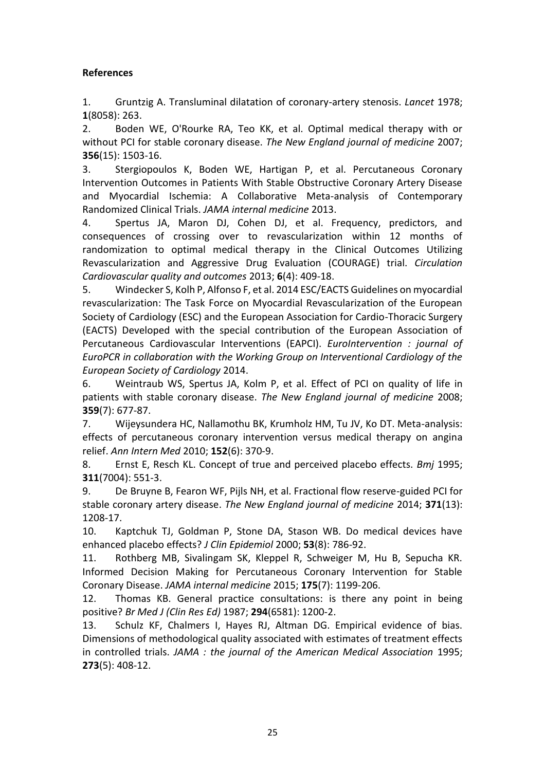**References**

1. Gruntzig A. Transluminal dilatation of coronary-artery stenosis. *Lancet* 1978; **1**(8058): 263.
2. Boden WE, O'Rourke RA, Teo KK, et al. Optimal medical therapy with or without PCI for stable coronary disease. *The New England journal of medicine* 2007; **356**(15): 1503-16.
3. Stergiopoulos K, Boden WE, Hartigan P, et al. Percutaneous Coronary Intervention Outcomes in Patients With Stable Obstructive Coronary Artery Disease and Myocardial Ischemia: A Collaborative Meta-analysis of Contemporary Randomized Clinical Trials. *JAMA internal medicine* 2013.
4. Spertus JA, Maron DJ, Cohen DJ, et al. Frequency, predictors, and consequences of crossing over to revascularization within 12 months of randomization to optimal medical therapy in the Clinical Outcomes Utilizing Revascularization and Aggressive Drug Evaluation (COURAGE) trial. *Circulation Cardiovascular quality and outcomes* 2013; **6**(4): 409-18.
5. Windecker S, Kolh P, Alfonso F, et al. 2014 ESC/EACTS Guidelines on myocardial revascularization: The Task Force on Myocardial Revascularization of the European Society of Cardiology (ESC) and the European Association for Cardio-Thoracic Surgery (EACTS) Developed with the special contribution of the European Association of Percutaneous Cardiovascular Interventions (EAPCI). *EuroIntervention : journal of EuroPCR in collaboration with the Working Group on Interventional Cardiology of the European Society of Cardiology* 2014.
6. Weintraub WS, Spertus JA, Kolm P, et al. Effect of PCI on quality of life in patients with stable coronary disease. *The New England journal of medicine* 2008; **359**(7): 677-87.
7. Wijeysundera HC, Nallamothu BK, Krumholz HM, Tu JV, Ko DT. Meta-analysis: effects of percutaneous coronary intervention versus medical therapy on angina relief. *Ann Intern Med* 2010; **152**(6): 370-9.
8. Ernst E, Resch KL. Concept of true and perceived placebo effects. *Bmj* 1995; **311**(7004): 551-3.
9. De Bruyne B, Fearon WF, Pijls NH, et al. Fractional flow reserve-guided PCI for stable coronary artery disease. *The New England journal of medicine* 2014; **371**(13): 1208-17.
10. Kaptchuk TJ, Goldman P, Stone DA, Stason WB. Do medical devices have enhanced placebo effects? *J Clin Epidemiol* 2000; **53**(8): 786-92.
11. Rothberg MB, Sivalingam SK, Kleppel R, Schweiger M, Hu B, Sepucha KR. Informed Decision Making for Percutaneous Coronary Intervention for Stable Coronary Disease. *JAMA internal medicine* 2015; **175**(7): 1199-206.
12. Thomas KB. General practice consultations: is there any point in being positive? *Br Med J (Clin Res Ed)* 1987; **294**(6581): 1200-2.
13. Schulz KF, Chalmers I, Hayes RJ, Altman DG. Empirical evidence of bias. Dimensions of methodological quality associated with estimates of treatment effects in controlled trials. *JAMA : the journal of the American Medical Association* 1995; **273**(5): 408-12.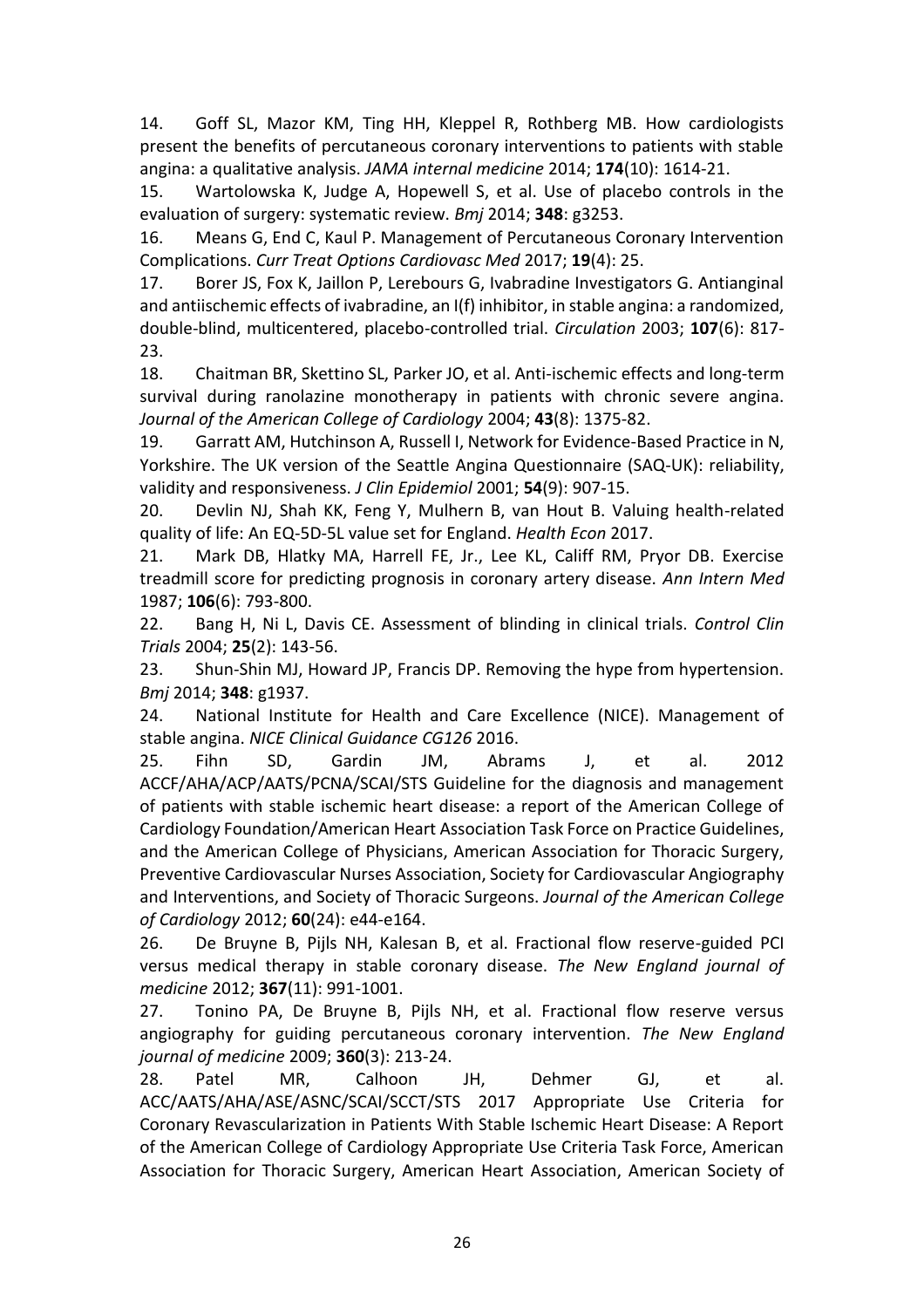14. Goff SL, Mazor KM, Ting HH, Kleppel R, Rothberg MB. How cardiologists present the benefits of percutaneous coronary interventions to patients with stable angina: a qualitative analysis. *JAMA internal medicine* 2014; **174**(10): 1614-21.

15. Wartolowska K, Judge A, Hopewell S, et al. Use of placebo controls in the evaluation of surgery: systematic review. *Bmj* 2014; **348**: g3253.

16. Means G, End C, Kaul P. Management of Percutaneous Coronary Intervention Complications. *Curr Treat Options Cardiovasc Med* 2017; **19**(4): 25.

17. Borer JS, Fox K, Jaillon P, Lerebours G, Ivabradine Investigators G. Antianginal and antiischemic effects of ivabradine, an I(f) inhibitor, in stable angina: a randomized, double-blind, multicentered, placebo-controlled trial. *Circulation* 2003; **107**(6): 817-23.

18. Chaitman BR, Skettino SL, Parker JO, et al. Anti-ischemic effects and long-term survival during ranolazine monotherapy in patients with chronic severe angina. *Journal of the American College of Cardiology* 2004; **43**(8): 1375-82.

19. Garratt AM, Hutchinson A, Russell I, Network for Evidence-Based Practice in N, Yorkshire. The UK version of the Seattle Angina Questionnaire (SAQ-UK): reliability, validity and responsiveness. *J Clin Epidemiol* 2001; **54**(9): 907-15.

20. Devlin NJ, Shah KK, Feng Y, Mulhern B, van Hout B. Valuing health-related quality of life: An EQ-5D-5L value set for England. *Health Econ* 2017.

21. Mark DB, Hlatky MA, Harrell FE, Jr., Lee KL, Califf RM, Pryor DB. Exercise treadmill score for predicting prognosis in coronary artery disease. *Ann Intern Med* 1987; **106**(6): 793-800.

22. Bang H, Ni L, Davis CE. Assessment of blinding in clinical trials. *Control Clin Trials* 2004; **25**(2): 143-56.

23. Shun-Shin MJ, Howard JP, Francis DP. Removing the hype from hypertension. *Bmj* 2014; **348**: g1937.

24. National Institute for Health and Care Excellence (NICE). Management of stable angina. *NICE Clinical Guidance CG126* 2016.

25. Fihn SD, Gardin JM, Abrams J, et al. 2012 ACCF/AHA/ACP/AATS/PCNA/SCAI/STS Guideline for the diagnosis and management of patients with stable ischemic heart disease: a report of the American College of Cardiology Foundation/American Heart Association Task Force on Practice Guidelines, and the American College of Physicians, American Association for Thoracic Surgery, Preventive Cardiovascular Nurses Association, Society for Cardiovascular Angiography and Interventions, and Society of Thoracic Surgeons. *Journal of the American College of Cardiology* 2012; **60**(24): e44-e164.

26. De Bruyne B, Pijls NH, Kalesan B, et al. Fractional flow reserve-guided PCI versus medical therapy in stable coronary disease. *The New England journal of medicine* 2012; **367**(11): 991-1001.

27. Tonino PA, De Bruyne B, Pijls NH, et al. Fractional flow reserve versus angiography for guiding percutaneous coronary intervention. *The New England journal of medicine* 2009; **360**(3): 213-24.

28. Patel MR, Calhoon JH, Dehmer GJ, et al. ACC/AATS/AHA/ASE/ASNC/SCAI/SCCT/STS 2017 Appropriate Use Criteria for Coronary Revascularization in Patients With Stable Ischemic Heart Disease: A Report of the American College of Cardiology Appropriate Use Criteria Task Force, American Association for Thoracic Surgery, American Heart Association, American Society of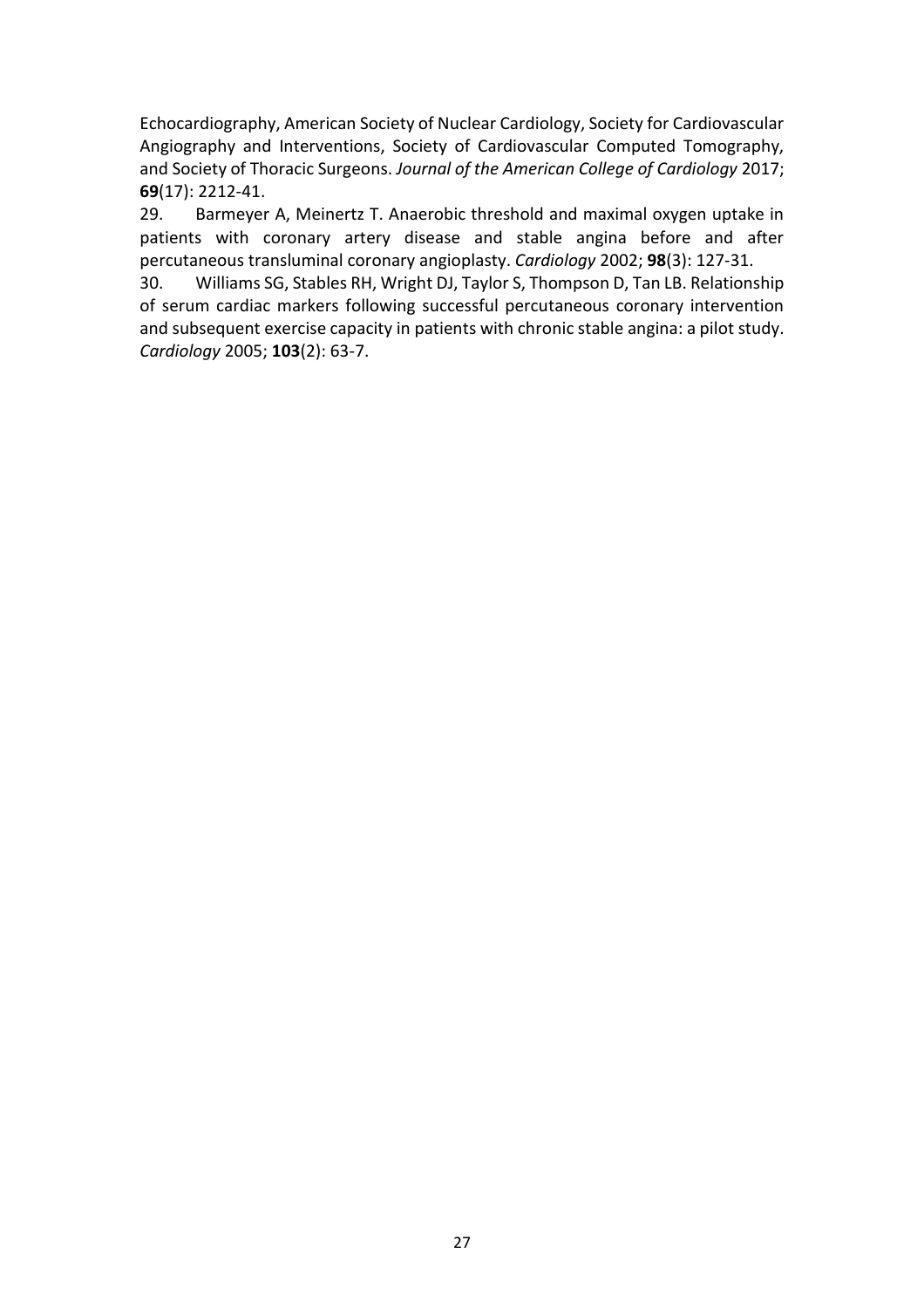Echocardiography, American Society of Nuclear Cardiology, Society for Cardiovascular Angiography and Interventions, Society of Cardiovascular Computed Tomography, and Society of Thoracic Surgeons. *Journal of the American College of Cardiology* 2017; **69**(17): 2212-41.

29. Barmeyer A, Meinertz T. Anaerobic threshold and maximal oxygen uptake in patients with coronary artery disease and stable angina before and after percutaneous transluminal coronary angioplasty. *Cardiology* 2002; **98**(3): 127-31.

30. Williams SG, Stables RH, Wright DJ, Taylor S, Thompson D, Tan LB. Relationship of serum cardiac markers following successful percutaneous coronary intervention and subsequent exercise capacity in patients with chronic stable angina: a pilot study. *Cardiology* 2005; **103**(2): 63-7.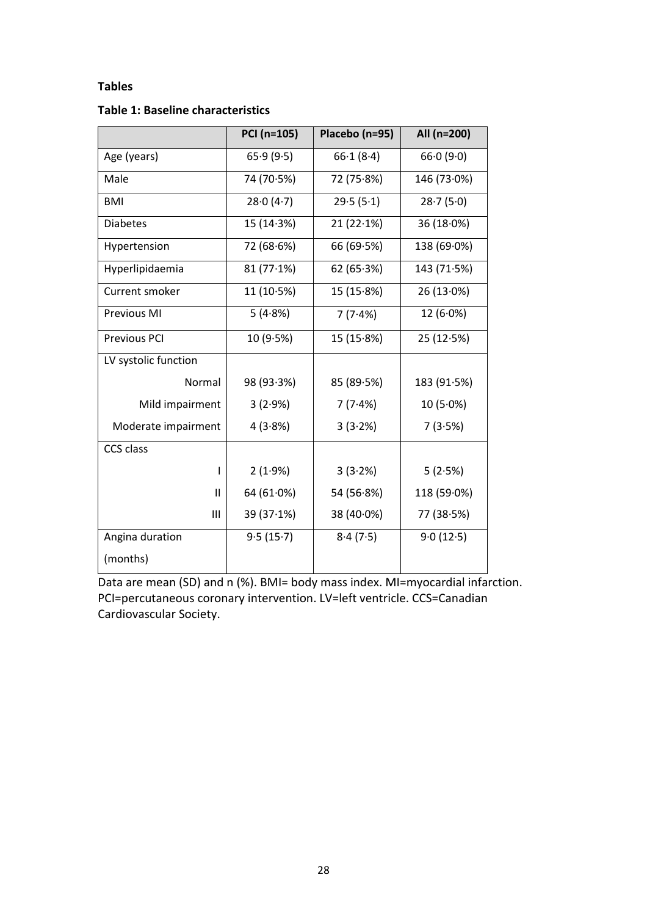**Tables**

**Table 1: Baseline characteristics**

| | PCI (n=105) | Placebo (n=95) | All (n=200) |
|---|---|---|---|
| Age (years) | 65·9 (9·5) | 66·1 (8·4) | 66·0 (9·0) |
| Male | 74 (70·5%) | 72 (75·8%) | 146 (73·0%) |
| BMI | 28·0 (4·7) | 29·5 (5·1) | 28·7 (5·0) |
| Diabetes | 15 (14·3%) | 21 (22·1%) | 36 (18·0%) |
| Hypertension | 72 (68·6%) | 66 (69·5%) | 138 (69·0%) |
| Hyperlipidaemia | 81 (77·1%) | 62 (65·3%) | 143 (71·5%) |
| Current smoker | 11 (10·5%) | 15 (15·8%) | 26 (13·0%) |
| Previous MI | 5 (4·8%) | 7 (7·4%) | 12 (6·0%) |
| Previous PCI | 10 (9·5%) | 15 (15·8%) | 25 (12·5%) |
| LV systolic function | | | |
| Normal | 98 (93·3%) | 85 (89·5%) | 183 (91·5%) |
| Mild impairment | 3 (2·9%) | 7 (7·4%) | 10 (5·0%) |
| Moderate impairment | 4 (3·8%) | 3 (3·2%) | 7 (3·5%) |
| CCS class | | | |
| I | 2 (1·9%) | 3 (3·2%) | 5 (2·5%) |
| II | 64 (61·0%) | 54 (56·8%) | 118 (59·0%) |
| III | 39 (37·1%) | 38 (40·0%) | 77 (38·5%) |
| Angina duration (months) | 9·5 (15·7) | 8·4 (7·5) | 9·0 (12·5) |

Data are mean (SD) and n (%). BMI= body mass index. MI=myocardial infarction. PCI=percutaneous coronary intervention. LV=left ventricle. CCS=Canadian Cardiovascular Society.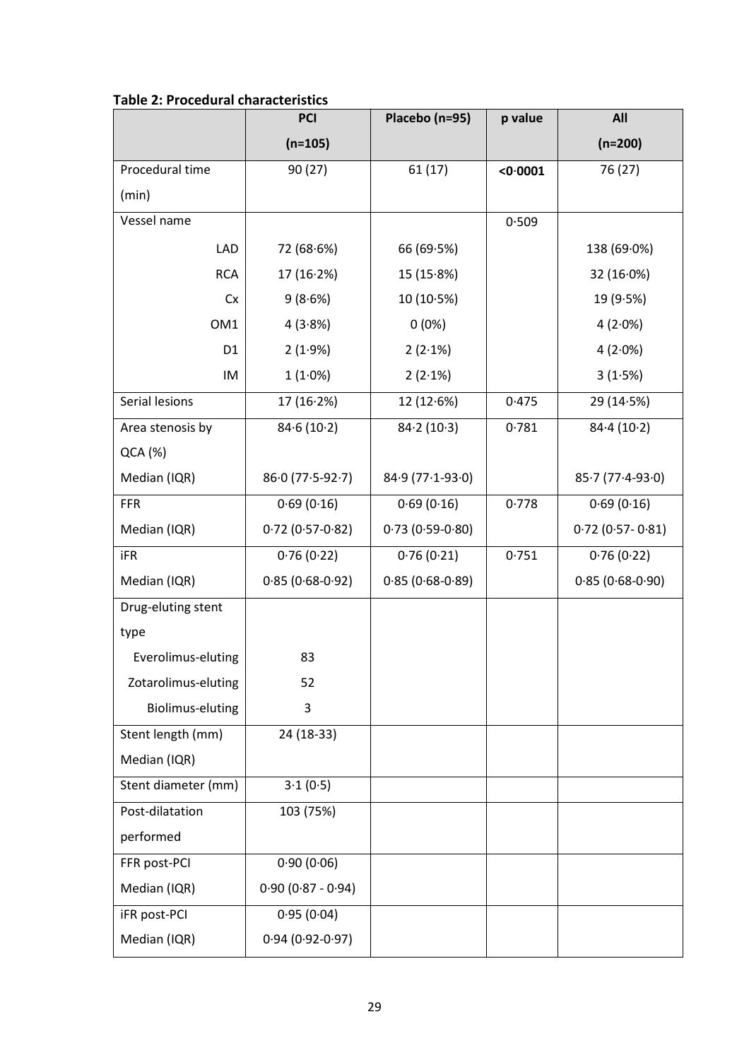**Table 2: Procedural characteristics**

| | PCI (n=105) | Placebo (n=95) | p value | All (n=200) |
|---|---|---|---|---|
| Procedural time (min) | 90 (27) | 61 (17) | **<0·0001** | 76 (27) |
| Vessel name | | | 0·509 | |
| LAD | 72 (68·6%) | 66 (69·5%) | | 138 (69·0%) |
| RCA | 17 (16·2%) | 15 (15·8%) | | 32 (16·0%) |
| Cx | 9 (8·6%) | 10 (10·5%) | | 19 (9·5%) |
| OM1 | 4 (3·8%) | 0 (0%) | | 4 (2·0%) |
| D1 | 2 (1·9%) | 2 (2·1%) | | 4 (2·0%) |
| IM | 1 (1·0%) | 2 (2·1%) | | 3 (1·5%) |
| Serial lesions | 17 (16·2%) | 12 (12·6%) | 0·475 | 29 (14·5%) |
| Area stenosis by QCA (%) | 84·6 (10·2) | 84·2 (10·3) | 0·781 | 84·4 (10·2) |
| Median (IQR) | 86·0 (77·5-92·7) | 84·9 (77·1-93·0) | | 85·7 (77·4-93·0) |
| FFR | 0·69 (0·16) | 0·69 (0·16) | 0·778 | 0·69 (0·16) |
| Median (IQR) | 0·72 (0·57-0·82) | 0·73 (0·59-0·80) | | 0·72 (0·57- 0·81) |
| iFR | 0·76 (0·22) | 0·76 (0·21) | 0·751 | 0·76 (0·22) |
| Median (IQR) | 0·85 (0·68-0·92) | 0·85 (0·68-0·89) | | 0·85 (0·68-0·90) |
| Drug-eluting stent type | | | | |
| Everolimus-eluting | 83 | | | |
| Zotarolimus-eluting | 52 | | | |
| Biolimus-eluting | 3 | | | |
| Stent length (mm) Median (IQR) | 24 (18-33) | | | |
| Stent diameter (mm) | 3·1 (0·5) | | | |
| Post-dilatation performed | 103 (75%) | | | |
| FFR post-PCI | 0·90 (0·06) | | | |
| Median (IQR) | 0·90 (0·87 - 0·94) | | | |
| iFR post-PCI | 0·95 (0·04) | | | |
| Median (IQR) | 0·94 (0·92-0·97) | | | |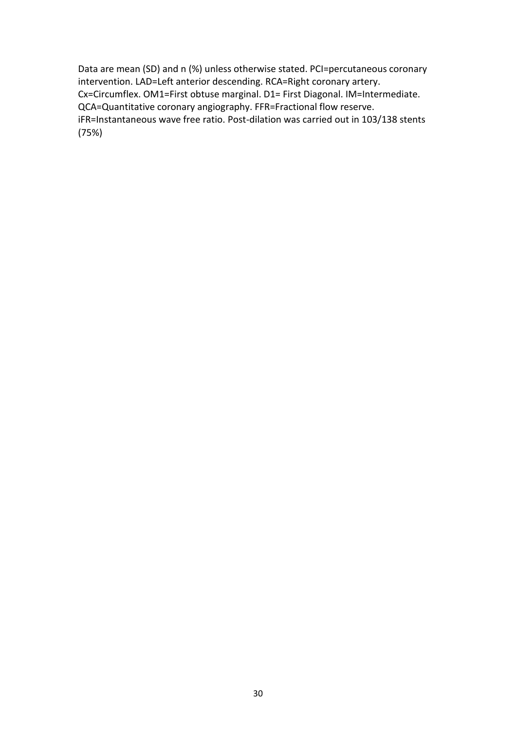Data are mean (SD) and n (%) unless otherwise stated. PCI=percutaneous coronary intervention. LAD=Left anterior descending. RCA=Right coronary artery. Cx=Circumflex. OM1=First obtuse marginal. D1= First Diagonal. IM=Intermediate. QCA=Quantitative coronary angiography. FFR=Fractional flow reserve. iFR=Instantaneous wave free ratio. Post-dilation was carried out in 103/138 stents (75%)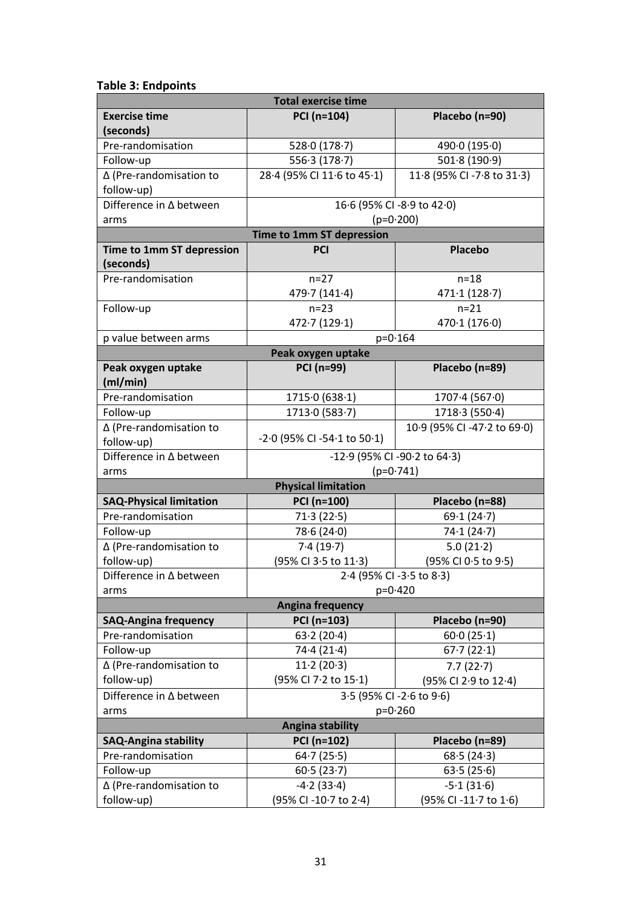**Table 3: Endpoints**

| Total exercise time | | |
|---|---|---|
| **Exercise time (seconds)** | **PCI (n=104)** | **Placebo (n=90)** |
| Pre-randomisation | 528·0 (178·7) | 490·0 (195·0) |
| Follow-up | 556·3 (178·7) | 501·8 (190·9) |
| Δ (Pre-randomisation to follow-up) | 28·4 (95% CI 11·6 to 45·1) | 11·8 (95% CI -7·8 to 31·3) |
| Difference in Δ between arms | 16·6 (95% CI -8·9 to 42·0) (p=0·200) | |
| **Time to 1mm ST depression** | | |
| **Time to 1mm ST depression (seconds)** | **PCI** | **Placebo** |
| Pre-randomisation | n=27 479·7 (141·4) | n=18 471·1 (128·7) |
| Follow-up | n=23 472·7 (129·1) | n=21 470·1 (176·0) |
| p value between arms | p=0·164 | |
| **Peak oxygen uptake** | | |
| **Peak oxygen uptake (ml/min)** | **PCI (n=99)** | **Placebo (n=89)** |
| Pre-randomisation | 1715·0 (638·1) | 1707·4 (567·0) |
| Follow-up | 1713·0 (583·7) | 1718·3 (550·4) |
| Δ (Pre-randomisation to follow-up) | -2·0 (95% CI -54·1 to 50·1) | 10·9 (95% CI -47·2 to 69·0) |
| Difference in Δ between arms | -12·9 (95% CI -90·2 to 64·3) (p=0·741) | |
| **Physical limitation** | | |
| **SAQ-Physical limitation** | **PCI (n=100)** | **Placebo (n=88)** |
| Pre-randomisation | 71·3 (22·5) | 69·1 (24·7) |
| Follow-up | 78·6 (24·0) | 74·1 (24·7) |
| Δ (Pre-randomisation to follow-up) | 7·4 (19·7) (95% CI 3·5 to 11·3) | 5.0 (21·2) (95% CI 0·5 to 9·5) |
| Difference in Δ between arms | 2·4 (95% CI -3·5 to 8·3) p=0·420 | |
| **Angina frequency** | | |
| **SAQ-Angina frequency** | **PCI (n=103)** | **Placebo (n=90)** |
| Pre-randomisation | 63·2 (20·4) | 60·0 (25·1) |
| Follow-up | 74·4 (21·4) | 67·7 (22·1) |
| Δ (Pre-randomisation to follow-up) | 11·2 (20·3) (95% CI 7·2 to 15·1) | 7.7 (22·7) (95% CI 2·9 to 12·4) |
| Difference in Δ between arms | 3·5 (95% CI -2·6 to 9·6) p=0·260 | |
| **Angina stability** | | |
| **SAQ-Angina stability** | **PCI (n=102)** | **Placebo (n=89)** |
| Pre-randomisation | 64·7 (25·5) | 68·5 (24·3) |
| Follow-up | 60·5 (23·7) | 63·5 (25·6) |
| Δ (Pre-randomisation to follow-up) | -4·2 (33·4) (95% CI -10·7 to 2·4) | -5·1 (31·6) (95% CI -11·7 to 1·6) |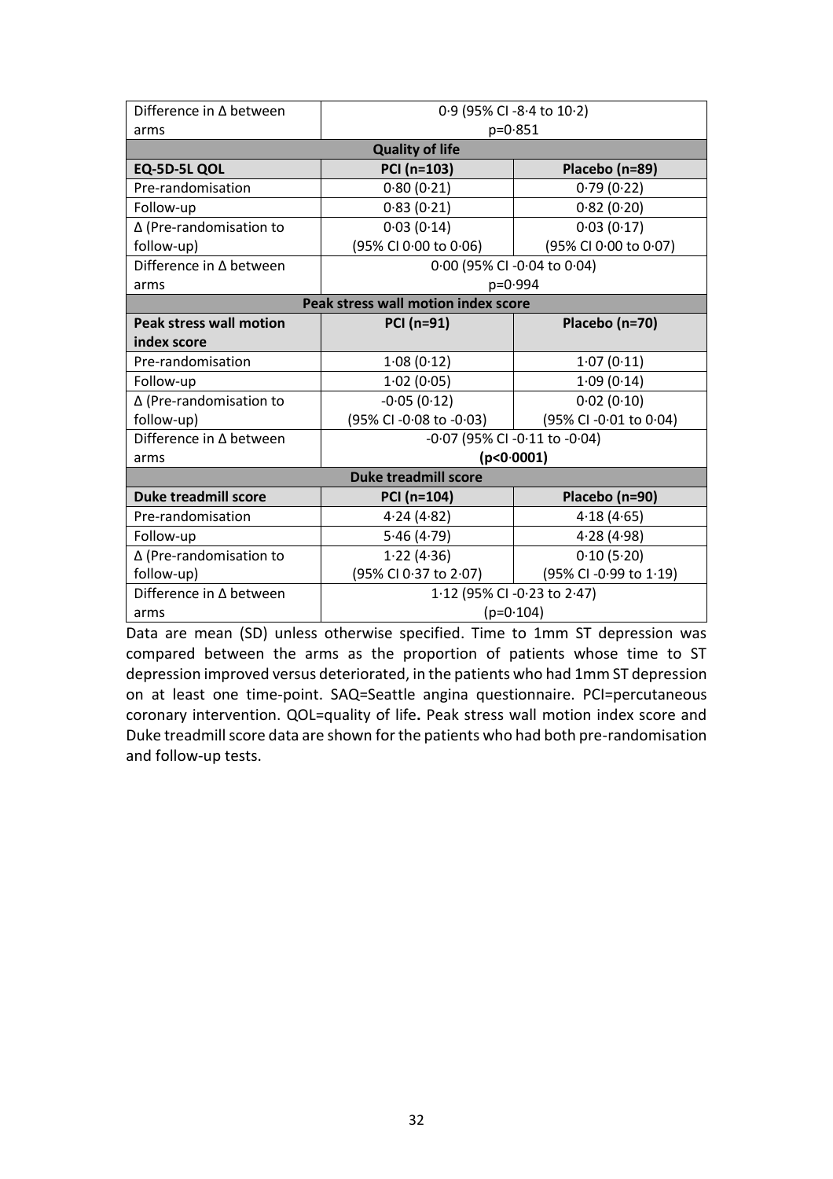| Difference in Δ between arms | 0·9 (95% CI -8·4 to 10·2) p=0·851 | |
|---|---|---|
| **Quality of life** | | |
| **EQ-5D-5L QOL** | **PCI (n=103)** | **Placebo (n=89)** |
| Pre-randomisation | 0·80 (0·21) | 0·79 (0·22) |
| Follow-up | 0·83 (0·21) | 0·82 (0·20) |
| Δ (Pre-randomisation to follow-up) | 0·03 (0·14) (95% CI 0·00 to 0·06) | 0·03 (0·17) (95% CI 0·00 to 0·07) |
| Difference in Δ between arms | 0·00 (95% CI -0·04 to 0·04) p=0·994 | |
| **Peak stress wall motion index score** | | |
| **Peak stress wall motion index score** | **PCI (n=91)** | **Placebo (n=70)** |
| Pre-randomisation | 1·08 (0·12) | 1·07 (0·11) |
| Follow-up | 1·02 (0·05) | 1·09 (0·14) |
| Δ (Pre-randomisation to follow-up) | -0·05 (0·12) (95% CI -0·08 to -0·03) | 0·02 (0·10) (95% CI -0·01 to 0·04) |
| Difference in Δ between arms | -0·07 (95% CI -0·11 to -0·04) **(p<0·0001)** | |
| **Duke treadmill score** | | |
| **Duke treadmill score** | **PCI (n=104)** | **Placebo (n=90)** |
| Pre-randomisation | 4·24 (4·82) | 4·18 (4·65) |
| Follow-up | 5·46 (4·79) | 4·28 (4·98) |
| Δ (Pre-randomisation to follow-up) | 1·22 (4·36) (95% CI 0·37 to 2·07) | 0·10 (5·20) (95% CI -0·99 to 1·19) |
| Difference in Δ between arms | 1·12 (95% CI -0·23 to 2·47) (p=0·104) | |

Data are mean (SD) unless otherwise specified. Time to 1mm ST depression was compared between the arms as the proportion of patients whose time to ST depression improved versus deteriorated, in the patients who had 1mm ST depression on at least one time-point. SAQ=Seattle angina questionnaire. PCI=percutaneous coronary intervention. QOL=quality of life**.** Peak stress wall motion index score and Duke treadmill score data are shown for the patients who had both pre-randomisation and follow-up tests.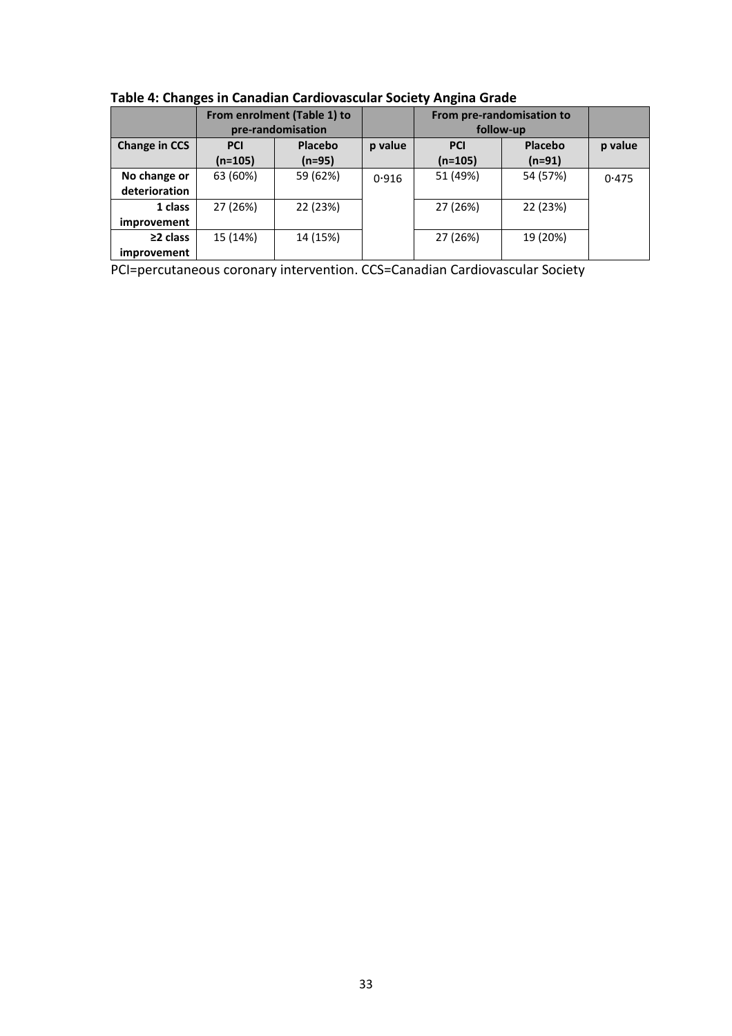**Table 4: Changes in Canadian Cardiovascular Society Angina Grade**

| | From enrolment (Table 1) to pre-randomisation | | | From pre-randomisation to follow-up | | |
|---|---|---|---|---|---|---|
| **Change in CCS** | **PCI (n=105)** | **Placebo (n=95)** | **p value** | **PCI (n=105)** | **Placebo (n=91)** | **p value** |
| **No change or deterioration** | 63 (60%) | 59 (62%) | 0·916 | 51 (49%) | 54 (57%) | 0·475 |
| **1 class improvement** | 27 (26%) | 22 (23%) | | 27 (26%) | 22 (23%) | |
| **≥2 class improvement** | 15 (14%) | 14 (15%) | | 27 (26%) | 19 (20%) | |

PCI=percutaneous coronary intervention. CCS=Canadian Cardiovascular Society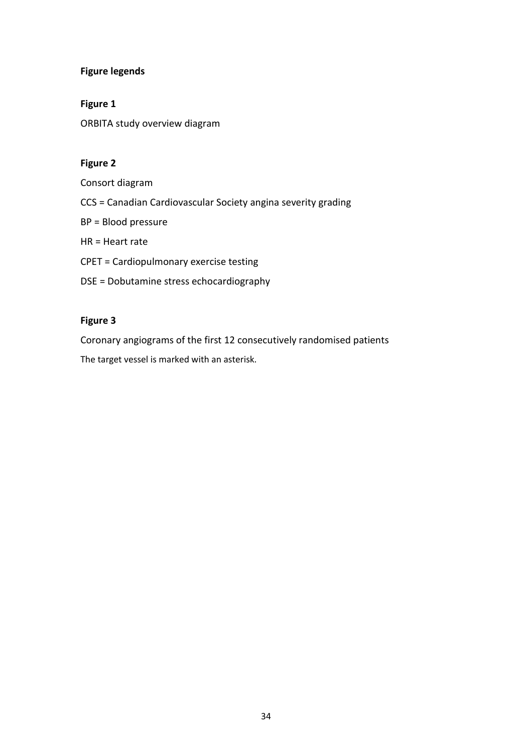**Figure legends**

**Figure 1**

ORBITA study overview diagram

**Figure 2**

Consort diagram

CCS = Canadian Cardiovascular Society angina severity grading

BP = Blood pressure

HR = Heart rate

CPET = Cardiopulmonary exercise testing

DSE = Dobutamine stress echocardiography

**Figure 3**

Coronary angiograms of the first 12 consecutively randomised patients

The target vessel is marked with an asterisk.